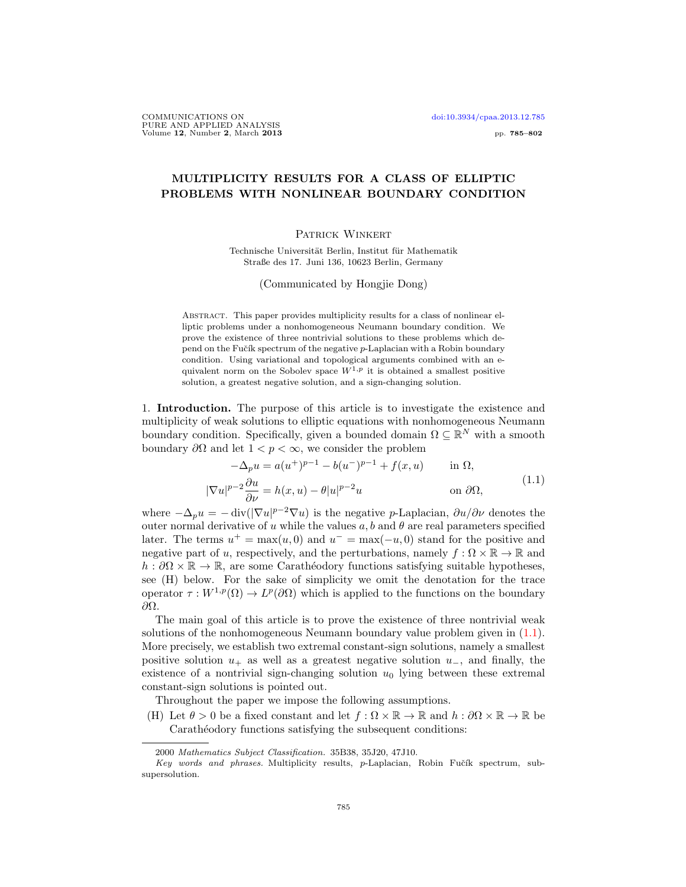# MULTIPLICITY RESULTS FOR A CLASS OF ELLIPTIC PROBLEMS WITH NONLINEAR BOUNDARY CONDITION

Patrick Winkert

Technische Universität Berlin, Institut für Mathematik
Straße des 17. Juni 136, 10623 Berlin, Germany

(Communicated by Hongjie Dong)

Abstract. This paper provides multiplicity results for a class of nonlinear elliptic problems under a nonhomogeneous Neumann boundary condition. We prove the existence of three nontrivial solutions to these problems which depend on the Fučík spectrum of the negative $p$-Laplacian with a Robin boundary condition. Using variational and topological arguments combined with an equivalent norm on the Sobolev space $W^{1,p}$ it is obtained a smallest positive solution, a greatest negative solution, and a sign-changing solution.

## 1. Introduction.

The purpose of this article is to investigate the existence and multiplicity of weak solutions to elliptic equations with nonhomogeneous Neumann boundary condition. Specifically, given a bounded domain $\Omega \subseteq \mathbb{R}^N$ with a smooth boundary $\partial\Omega$ and let $1 < p < \infty$, we consider the problem

$$
\begin{aligned}
-\Delta_p u &= a(u^+)^{p-1} - b(u^-)^{p-1} + f(x,u) && \text{in } \Omega,\\
|\nabla u|^{p-2}\frac{\partial u}{\partial \nu} &= h(x,u) - \theta |u|^{p-2}u && \text{on } \partial\Omega,
\end{aligned}
\tag{1.1}
$$

where $-\Delta_p u = -\operatorname{div}(|\nabla u|^{p-2}\nabla u)$ is the negative $p$-Laplacian, $\partial u/\partial \nu$ denotes the outer normal derivative of $u$ while the values $a$, $b$ and $\theta$ are real parameters specified later. The terms $u^+ = \max(u,0)$ and $u^- = \max(-u,0)$ stand for the positive and negative part of $u$, respectively, and the perturbations, namely $f : \Omega \times \mathbb{R} \to \mathbb{R}$ and $h : \partial\Omega \times \mathbb{R} \to \mathbb{R}$, are some Carathéodory functions satisfying suitable hypotheses, see (H) below. For the sake of simplicity we omit the denotation for the trace operator $\tau : W^{1,p}(\Omega) \to L^p(\partial\Omega)$ which is applied to the functions on the boundary $\partial\Omega$.

The main goal of this article is to prove the existence of three nontrivial weak solutions of the nonhomogeneous Neumann boundary value problem given in (1.1). More precisely, we establish two extremal constant-sign solutions, namely a smallest positive solution $u_+$ as well as a greatest negative solution $u_-$, and finally, the existence of a nontrivial sign-changing solution $u_0$ lying between these extremal constant-sign solutions is pointed out.

Throughout the paper we impose the following assumptions.

(H) Let $\theta > 0$ be a fixed constant and let $f : \Omega \times \mathbb{R} \to \mathbb{R}$ and $h : \partial\Omega \times \mathbb{R} \to \mathbb{R}$ be Carathéodory functions satisfying the subsequent conditions:

---

2000 *Mathematics Subject Classification.* 35B38, 35J20, 47J10.

*Key words and phrases.* Multiplicity results, $p$-Laplacian, Robin Fučík spectrum, sub-supersolution.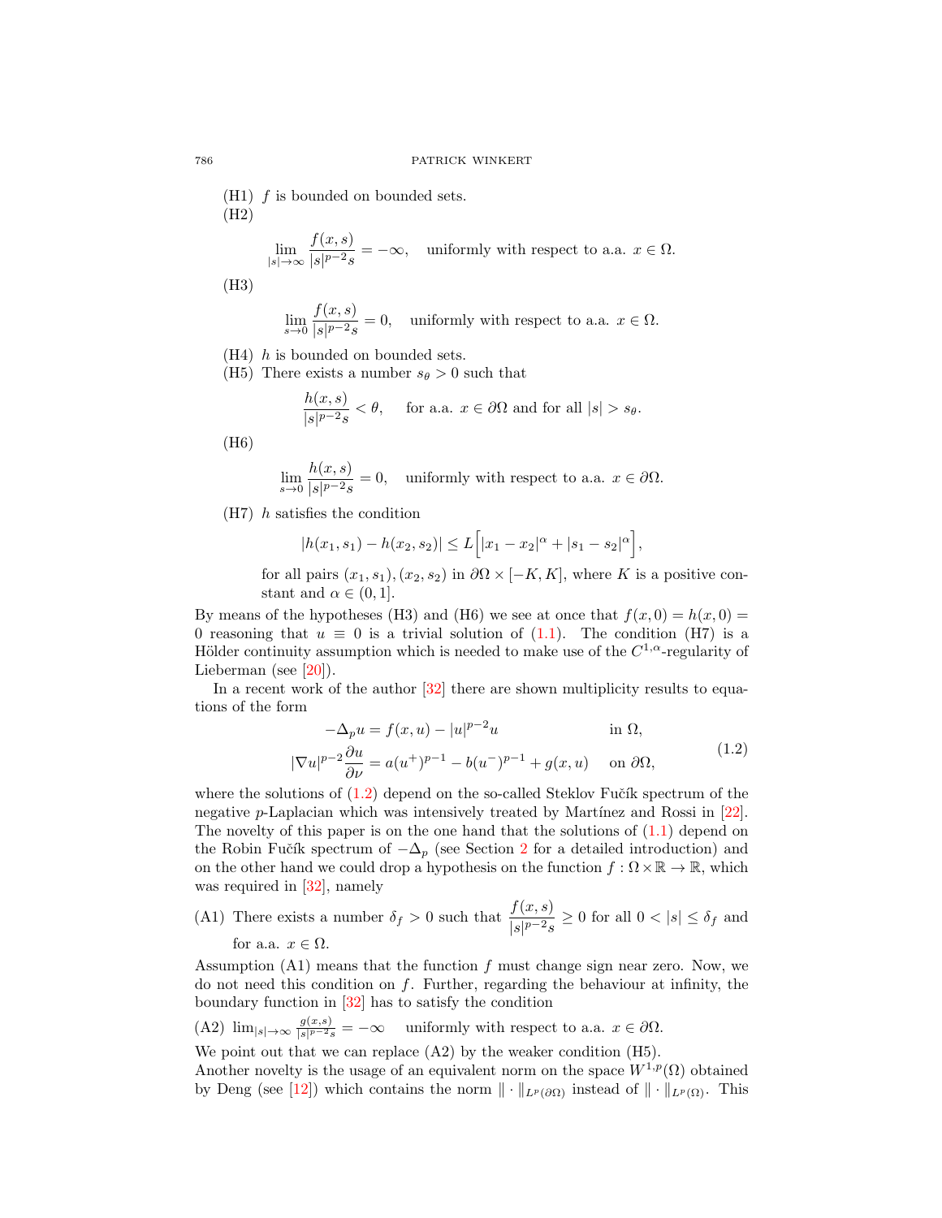(H1) $f$ is bounded on bounded sets.

(H2)

$$\lim_{|s|\to\infty} \frac{f(x,s)}{|s|^{p-2}s} = -\infty, \quad \text{uniformly with respect to a.a. } x \in \Omega.$$

(H3)

$$\lim_{s\to 0} \frac{f(x,s)}{|s|^{p-2}s} = 0, \quad \text{uniformly with respect to a.a. } x \in \Omega.$$

(H4) $h$ is bounded on bounded sets.

(H5) There exists a number $s_\theta > 0$ such that

$$\frac{h(x,s)}{|s|^{p-2}s} < \theta, \quad \text{ for a.a. } x \in \partial\Omega \text{ and for all } |s| > s_\theta.$$

(H6)

$$\lim_{s\to 0} \frac{h(x,s)}{|s|^{p-2}s} = 0, \quad \text{uniformly with respect to a.a. } x \in \partial\Omega.$$

(H7) $h$ satisfies the condition

$$|h(x_1,s_1) - h(x_2,s_2)| \leq L\Big[|x_1 - x_2|^\alpha + |s_1 - s_2|^\alpha\Big],$$

for all pairs $(x_1,s_1),(x_2,s_2)$ in $\partial\Omega \times [-K,K]$, where $K$ is a positive constant and $\alpha \in (0,1]$.

By means of the hypotheses (H3) and (H6) we see at once that $f(x,0) = h(x,0) = 0$ reasoning that $u \equiv 0$ is a trivial solution of (1.1). The condition (H7) is a Hölder continuity assumption which is needed to make use of the $C^{1,\alpha}$-regularity of Lieberman (see [20]).

In a recent work of the author [32] there are shown multiplicity results to equations of the form

$$\begin{aligned} -\Delta_p u &= f(x,u) - |u|^{p-2}u && \text{in } \Omega,\\ |\nabla u|^{p-2}\frac{\partial u}{\partial \nu} &= a(u^+)^{p-1} - b(u^-)^{p-1} + g(x,u) && \text{on } \partial\Omega, \end{aligned} \tag{1.2}$$

where the solutions of (1.2) depend on the so-called Steklov Fučík spectrum of the negative $p$-Laplacian which was intensively treated by Martínez and Rossi in [22]. The novelty of this paper is on the one hand that the solutions of (1.1) depend on the Robin Fučík spectrum of $-\Delta_p$ (see Section 2 for a detailed introduction) and on the other hand we could drop a hypothesis on the function $f : \Omega \times \mathbb{R} \to \mathbb{R}$, which was required in [32], namely

(A1) There exists a number $\delta_f > 0$ such that $\dfrac{f(x,s)}{|s|^{p-2}s} \geq 0$ for all $0 < |s| \leq \delta_f$ and for a.a. $x \in \Omega$.

Assumption (A1) means that the function $f$ must change sign near zero. Now, we do not need this condition on $f$. Further, regarding the behaviour at infinity, the boundary function in [32] has to satisfy the condition

(A2) $\lim_{|s|\to\infty} \frac{g(x,s)}{|s|^{p-2}s} = -\infty$ uniformly with respect to a.a. $x \in \partial\Omega$.

We point out that we can replace (A2) by the weaker condition (H5).

Another novelty is the usage of an equivalent norm on the space $W^{1,p}(\Omega)$ obtained by Deng (see [12]) which contains the norm $\|\cdot\|_{L^p(\partial\Omega)}$ instead of $\|\cdot\|_{L^p(\Omega)}$. This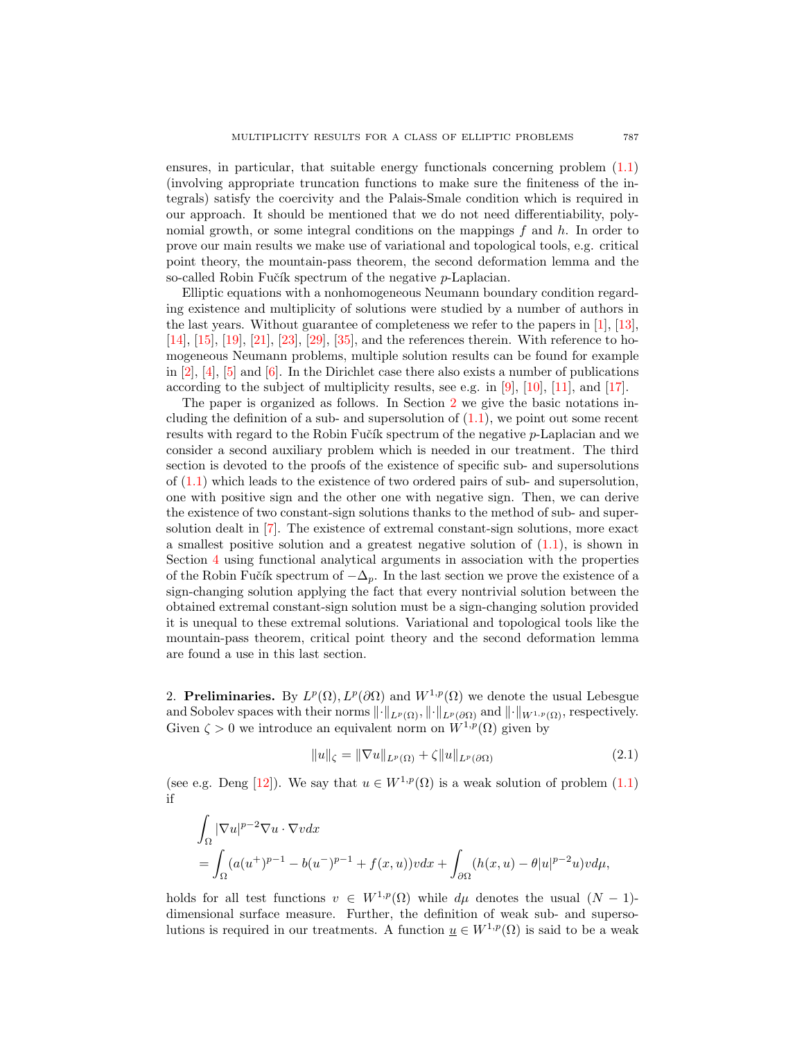ensures, in particular, that suitable energy functionals concerning problem (1.1) (involving appropriate truncation functions to make sure the finiteness of the integrals) satisfy the coercivity and the Palais-Smale condition which is required in our approach. It should be mentioned that we do not need differentiability, polynomial growth, or some integral conditions on the mappings $f$ and $h$. In order to prove our main results we make use of variational and topological tools, e.g. critical point theory, the mountain-pass theorem, the second deformation lemma and the so-called Robin Fučík spectrum of the negative $p$-Laplacian.

Elliptic equations with a nonhomogeneous Neumann boundary condition regarding existence and multiplicity of solutions were studied by a number of authors in the last years. Without guarantee of completeness we refer to the papers in [1], [13], [14], [15], [19], [21], [23], [29], [35], and the references therein. With reference to homogeneous Neumann problems, multiple solution results can be found for example in [2], [4], [5] and [6]. In the Dirichlet case there also exists a number of publications according to the subject of multiplicity results, see e.g. in [9], [10], [11], and [17].

The paper is organized as follows. In Section 2 we give the basic notations including the definition of a sub- and supersolution of (1.1), we point out some recent results with regard to the Robin Fučík spectrum of the negative $p$-Laplacian and we consider a second auxiliary problem which is needed in our treatment. The third section is devoted to the proofs of the existence of specific sub- and supersolutions of (1.1) which leads to the existence of two ordered pairs of sub- and supersolution, one with positive sign and the other one with negative sign. Then, we can derive the existence of two constant-sign solutions thanks to the method of sub- and supersolution dealt in [7]. The existence of extremal constant-sign solutions, more exact a smallest positive solution and a greatest negative solution of (1.1), is shown in Section 4 using functional analytical arguments in association with the properties of the Robin Fučík spectrum of $-\Delta_p$. In the last section we prove the existence of a sign-changing solution applying the fact that every nontrivial solution between the obtained extremal constant-sign solution must be a sign-changing solution provided it is unequal to these extremal solutions. Variational and topological tools like the mountain-pass theorem, critical point theory and the second deformation lemma are found a use in this last section.

## 2. **Preliminaries.**

By $L^p(\Omega), L^p(\partial\Omega)$ and $W^{1,p}(\Omega)$ we denote the usual Lebesgue and Sobolev spaces with their norms $\|\cdot\|_{L^p(\Omega)}, \|\cdot\|_{L^p(\partial\Omega)}$ and $\|\cdot\|_{W^{1,p}(\Omega)}$, respectively. Given $\zeta > 0$ we introduce an equivalent norm on $W^{1,p}(\Omega)$ given by

$$\|u\|_\zeta = \|\nabla u\|_{L^p(\Omega)} + \zeta\|u\|_{L^p(\partial\Omega)} \tag{2.1}$$

(see e.g. Deng [12]). We say that $u \in W^{1,p}(\Omega)$ is a weak solution of problem (1.1) if

$$\begin{aligned}
&\int_\Omega |\nabla u|^{p-2}\nabla u \cdot \nabla v dx \\
&= \int_\Omega (a(u^+)^{p-1} - b(u^-)^{p-1} + f(x,u))v dx + \int_{\partial\Omega} (h(x,u) - \theta|u|^{p-2}u)v d\mu,
\end{aligned}$$

holds for all test functions $v \in W^{1,p}(\Omega)$ while $d\mu$ denotes the usual $(N-1)$-dimensional surface measure. Further, the definition of weak sub- and supersolutions is required in our treatments. A function $\underline{u} \in W^{1,p}(\Omega)$ is said to be a weak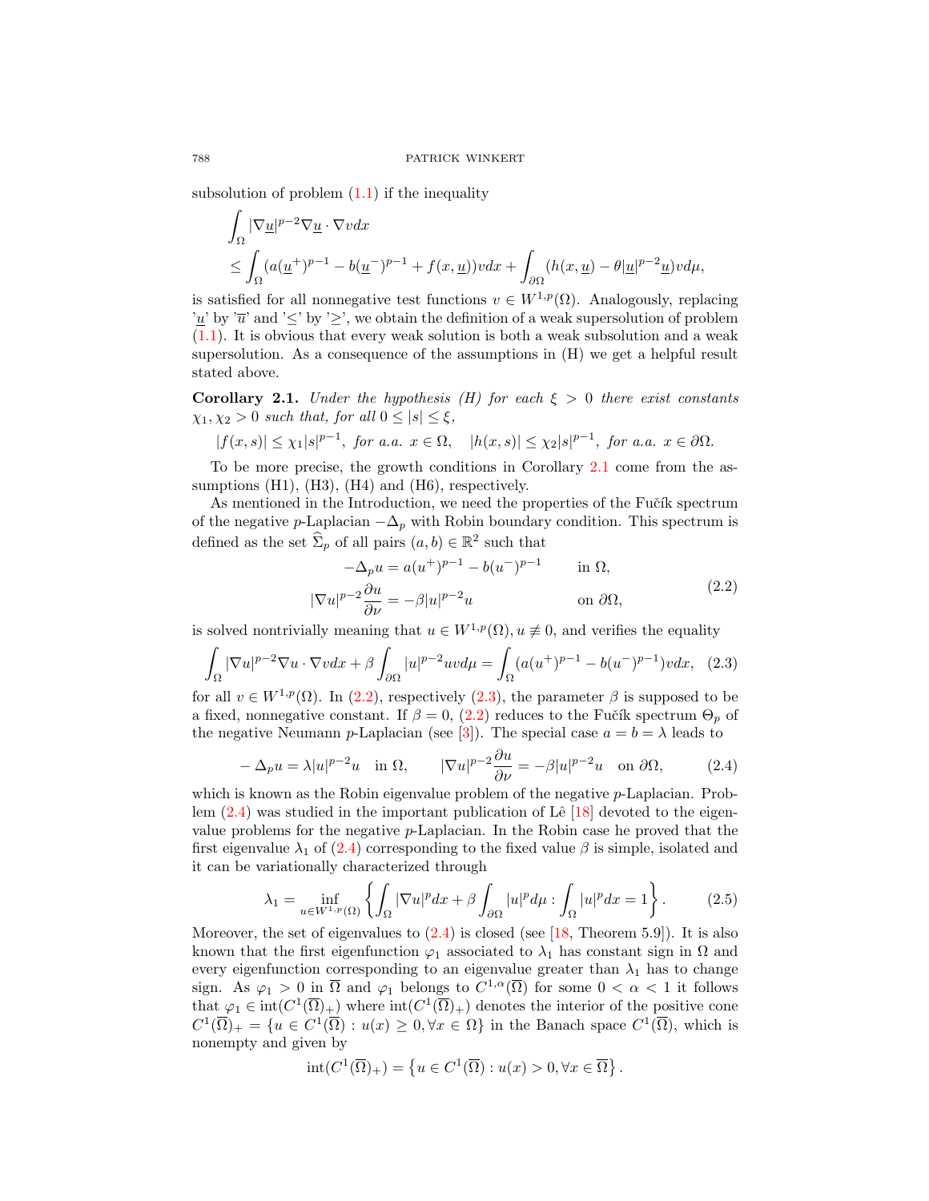subsolution of problem (1.1) if the inequality

$$\begin{aligned}
&\int_\Omega |\nabla \underline{u}|^{p-2}\nabla \underline{u}\cdot \nabla v dx \\
&\leq \int_\Omega (a(\underline{u}^+)^{p-1} - b(\underline{u}^-)^{p-1} + f(x,\underline{u}))v dx + \int_{\partial\Omega} (h(x,\underline{u}) - \theta|\underline{u}|^{p-2}\underline{u})v d\mu,
\end{aligned}$$

is satisfied for all nonnegative test functions $v \in W^{1,p}(\Omega)$. Analogously, replacing '$\underline{u}$' by '$\overline{u}$' and '$\leq$' by '$\geq$', we obtain the definition of a weak supersolution of problem (1.1). It is obvious that every weak solution is both a weak subsolution and a weak supersolution. As a consequence of the assumptions in (H) we get a helpful result stated above.

**Corollary 2.1.** *Under the hypothesis (H) for each $\xi > 0$ there exist constants $\chi_1, \chi_2 > 0$ such that, for all $0 \leq |s| \leq \xi$,*

$$|f(x,s)| \leq \chi_1 |s|^{p-1}, \text{ for a.a. } x \in \Omega, \quad |h(x,s)| \leq \chi_2 |s|^{p-1}, \text{ for a.a. } x \in \partial\Omega.$$

To be more precise, the growth conditions in Corollary 2.1 come from the assumptions (H1), (H3), (H4) and (H6), respectively.

As mentioned in the Introduction, we need the properties of the Fučík spectrum of the negative $p$-Laplacian $-\Delta_p$ with Robin boundary condition. This spectrum is defined as the set $\widehat{\Sigma}_p$ of all pairs $(a,b) \in \mathbb{R}^2$ such that

$$\begin{aligned}
-\Delta_p u &= a(u^+)^{p-1} - b(u^-)^{p-1} \qquad &&\text{in } \Omega, \\
|\nabla u|^{p-2}\frac{\partial u}{\partial \nu} &= -\beta |u|^{p-2}u &&\text{on } \partial\Omega,
\end{aligned} \tag{2.2}$$

is solved nontrivially meaning that $u \in W^{1,p}(\Omega), u \not\equiv 0$, and verifies the equality

$$\int_\Omega |\nabla u|^{p-2}\nabla u \cdot \nabla v dx + \beta \int_{\partial\Omega} |u|^{p-2}uv d\mu = \int_\Omega (a(u^+)^{p-1} - b(u^-)^{p-1})v dx, \tag{2.3}$$

for all $v \in W^{1,p}(\Omega)$. In (2.2), respectively (2.3), the parameter $\beta$ is supposed to be a fixed, nonnegative constant. If $\beta = 0$, (2.2) reduces to the Fučík spectrum $\Theta_p$ of the negative Neumann $p$-Laplacian (see [3]). The special case $a = b = \lambda$ leads to

$$-\Delta_p u = \lambda |u|^{p-2}u \quad \text{in } \Omega, \qquad |\nabla u|^{p-2}\frac{\partial u}{\partial \nu} = -\beta|u|^{p-2}u \quad \text{on } \partial\Omega, \tag{2.4}$$

which is known as the Robin eigenvalue problem of the negative $p$-Laplacian. Problem (2.4) was studied in the important publication of Lê [18] devoted to the eigenvalue problems for the negative $p$-Laplacian. In the Robin case he proved that the first eigenvalue $\lambda_1$ of (2.4) corresponding to the fixed value $\beta$ is simple, isolated and it can be variationally characterized through

$$\lambda_1 = \inf_{u \in W^{1,p}(\Omega)} \left\{ \int_\Omega |\nabla u|^p dx + \beta \int_{\partial\Omega} |u|^p d\mu : \int_\Omega |u|^p dx = 1 \right\}. \tag{2.5}$$

Moreover, the set of eigenvalues to (2.4) is closed (see [18, Theorem 5.9]). It is also known that the first eigenfunction $\varphi_1$ associated to $\lambda_1$ has constant sign in $\Omega$ and every eigenfunction corresponding to an eigenvalue greater than $\lambda_1$ has to change sign. As $\varphi_1 > 0$ in $\overline{\Omega}$ and $\varphi_1$ belongs to $C^{1,\alpha}(\overline{\Omega})$ for some $0 < \alpha < 1$ it follows that $\varphi_1 \in \operatorname{int}(C^1(\overline{\Omega})_+)$ where $\operatorname{int}(C^1(\overline{\Omega})_+)$ denotes the interior of the positive cone $C^1(\overline{\Omega})_+ = \{u \in C^1(\overline{\Omega}) : u(x) \geq 0, \forall x \in \Omega\}$ in the Banach space $C^1(\overline{\Omega})$, which is nonempty and given by

$$\operatorname{int}(C^1(\overline{\Omega})_+) = \left\{ u \in C^1(\overline{\Omega}) : u(x) > 0, \forall x \in \overline{\Omega} \right\}.$$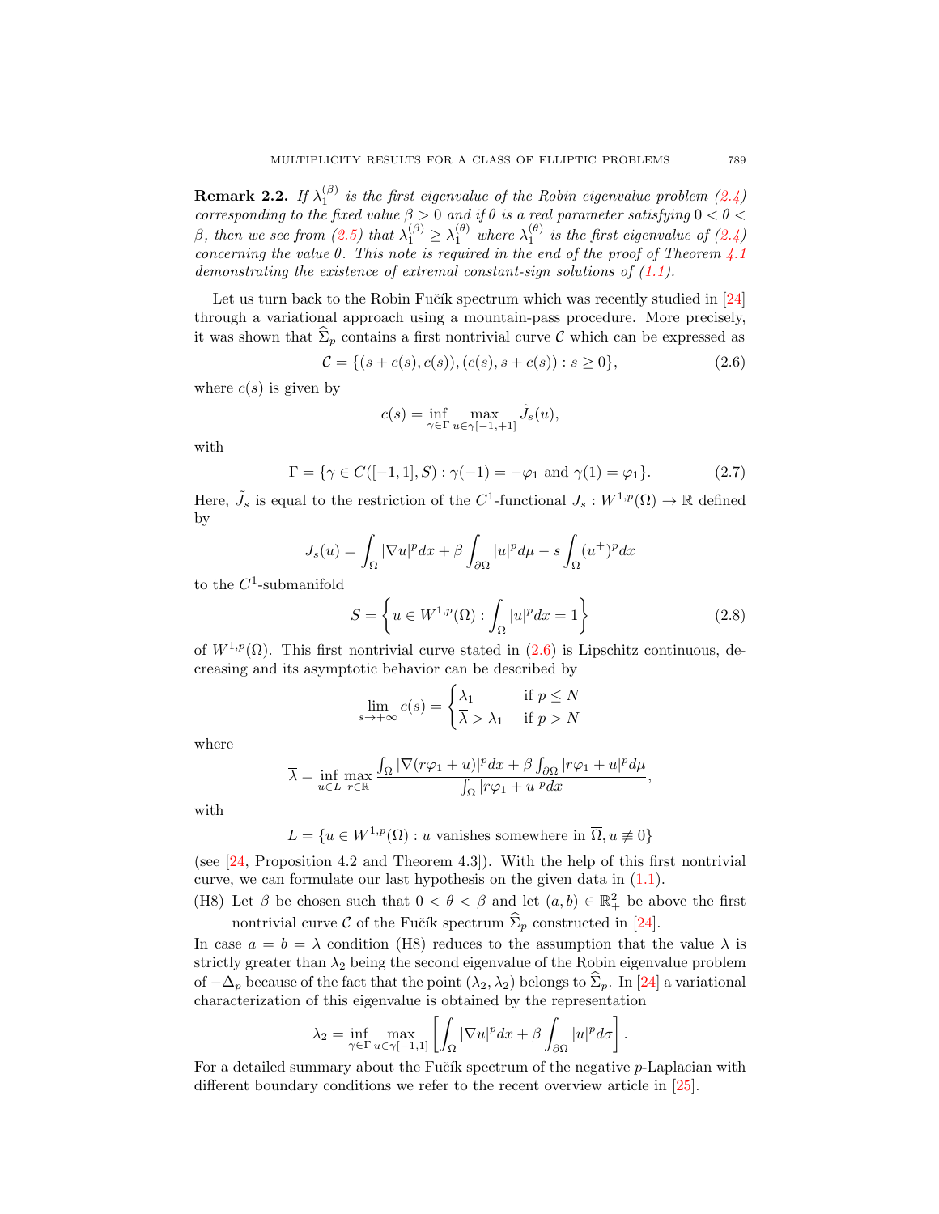**Remark 2.2.** *If $\lambda_1^{(\beta)}$ is the first eigenvalue of the Robin eigenvalue problem (2.4) corresponding to the fixed value $\beta > 0$ and if $\theta$ is a real parameter satisfying $0 < \theta < \beta$, then we see from (2.5) that $\lambda_1^{(\beta)} \geq \lambda_1^{(\theta)}$ where $\lambda_1^{(\theta)}$ is the first eigenvalue of (2.4) concerning the value $\theta$. This note is required in the end of the proof of Theorem 4.1 demonstrating the existence of extremal constant-sign solutions of (1.1).*

Let us turn back to the Robin Fučík spectrum which was recently studied in [24] through a variational approach using a mountain-pass procedure. More precisely, it was shown that $\widehat{\Sigma}_p$ contains a first nontrivial curve $\mathcal{C}$ which can be expressed as

$$\mathcal{C} = \{(s + c(s), c(s)), (c(s), s + c(s)) : s \geq 0\}, \tag{2.6}$$

where $c(s)$ is given by

$$c(s) = \inf_{\gamma \in \Gamma} \max_{u \in \gamma[-1,+1]} \tilde{J}_s(u),$$

with

$$\Gamma = \{\gamma \in C([-1,1], S) : \gamma(-1) = -\varphi_1 \text{ and } \gamma(1) = \varphi_1\}. \tag{2.7}$$

Here, $\tilde{J}_s$ is equal to the restriction of the $C^1$-functional $J_s : W^{1,p}(\Omega) \to \mathbb{R}$ defined by

$$J_s(u) = \int_\Omega |\nabla u|^p dx + \beta \int_{\partial\Omega} |u|^p d\mu - s \int_\Omega (u^+)^p dx$$

to the $C^1$-submanifold

$$S = \left\{ u \in W^{1,p}(\Omega) : \int_\Omega |u|^p dx = 1 \right\} \tag{2.8}$$

of $W^{1,p}(\Omega)$. This first nontrivial curve stated in (2.6) is Lipschitz continuous, decreasing and its asymptotic behavior can be described by

$$\lim_{s \to +\infty} c(s) = \begin{cases} \lambda_1 & \text{if } p \leq N \\ \overline{\lambda} > \lambda_1 & \text{if } p > N \end{cases}$$

where

$$\overline{\lambda} = \inf_{u \in L} \max_{r \in \mathbb{R}} \frac{\int_\Omega |\nabla(r\varphi_1 + u)|^p dx + \beta \int_{\partial\Omega} |r\varphi_1 + u|^p d\mu}{\int_\Omega |r\varphi_1 + u|^p dx},$$

with

$$L = \{u \in W^{1,p}(\Omega) : u \text{ vanishes somewhere in } \overline{\Omega}, u \not\equiv 0\}$$

(see [24, Proposition 4.2 and Theorem 4.3]). With the help of this first nontrivial curve, we can formulate our last hypothesis on the given data in (1.1).

(H8) Let $\beta$ be chosen such that $0 < \theta < \beta$ and let $(a, b) \in \mathbb{R}_+^2$ be above the first nontrivial curve $\mathcal{C}$ of the Fučík spectrum $\widehat{\Sigma}_p$ constructed in [24].

In case $a = b = \lambda$ condition (H8) reduces to the assumption that the value $\lambda$ is strictly greater than $\lambda_2$ being the second eigenvalue of the Robin eigenvalue problem of $-\Delta_p$ because of the fact that the point $(\lambda_2, \lambda_2)$ belongs to $\widehat{\Sigma}_p$. In [24] a variational characterization of this eigenvalue is obtained by the representation

$$\lambda_2 = \inf_{\gamma \in \Gamma} \max_{u \in \gamma[-1,1]} \left[ \int_\Omega |\nabla u|^p dx + \beta \int_{\partial\Omega} |u|^p d\sigma \right].$$

For a detailed summary about the Fučík spectrum of the negative $p$-Laplacian with different boundary conditions we refer to the recent overview article in [25].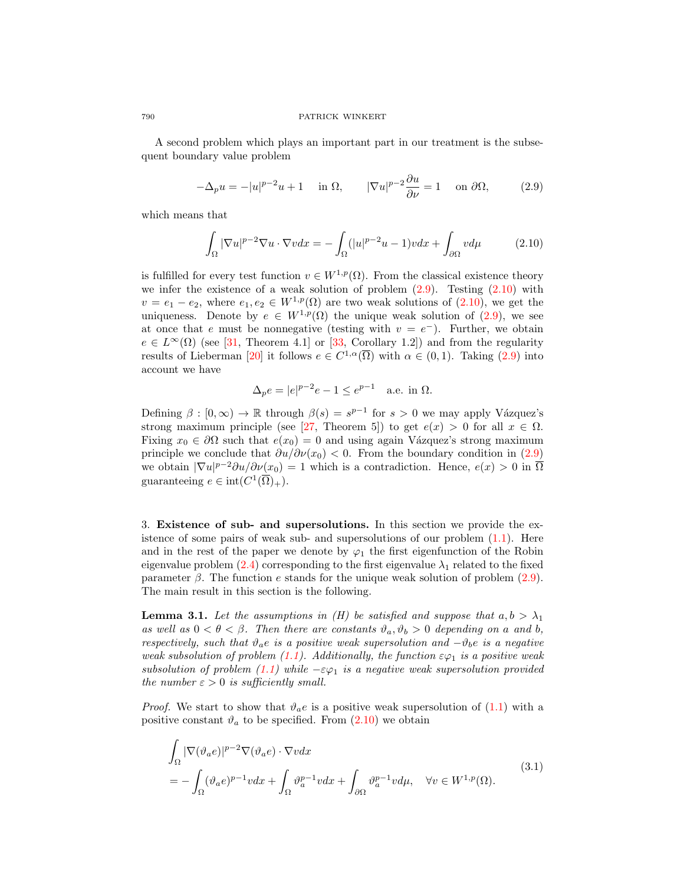A second problem which plays an important part in our treatment is the subsequent boundary value problem

$$-\Delta_p u = -|u|^{p-2}u + 1 \quad \text{in } \Omega, \qquad |\nabla u|^{p-2}\frac{\partial u}{\partial \nu} = 1 \quad \text{on } \partial\Omega, \tag{2.9}$$

which means that

$$\int_\Omega |\nabla u|^{p-2}\nabla u \cdot \nabla v dx = -\int_\Omega (|u|^{p-2}u - 1)v dx + \int_{\partial\Omega} v d\mu \tag{2.10}$$

is fulfilled for every test function $v \in W^{1,p}(\Omega)$. From the classical existence theory we infer the existence of a weak solution of problem (2.9). Testing (2.10) with $v = e_1 - e_2$, where $e_1, e_2 \in W^{1,p}(\Omega)$ are two weak solutions of (2.10), we get the uniqueness. Denote by $e \in W^{1,p}(\Omega)$ the unique weak solution of (2.9), we see at once that $e$ must be nonnegative (testing with $v = e^-$). Further, we obtain $e \in L^\infty(\Omega)$ (see [31, Theorem 4.1] or [33, Corollary 1.2]) and from the regularity results of Lieberman [20] it follows $e \in C^{1,\alpha}(\overline{\Omega})$ with $\alpha \in (0,1)$. Taking (2.9) into account we have

$$\Delta_p e = |e|^{p-2}e - 1 \leq e^{p-1} \quad \text{a.e. in } \Omega.$$

Defining $\beta : [0,\infty) \to \mathbb{R}$ through $\beta(s) = s^{p-1}$ for $s > 0$ we may apply Vázquez's strong maximum principle (see [27, Theorem 5]) to get $e(x) > 0$ for all $x \in \Omega$. Fixing $x_0 \in \partial\Omega$ such that $e(x_0) = 0$ and using again Vázquez's strong maximum principle we conclude that $\partial u/\partial \nu(x_0) < 0$. From the boundary condition in (2.9) we obtain $|\nabla u|^{p-2}\partial u/\partial \nu(x_0) = 1$ which is a contradiction. Hence, $e(x) > 0$ in $\overline{\Omega}$ guaranteeing $e \in \operatorname{int}(C^1(\overline{\Omega})_+)$.

## 3. Existence of sub- and supersolutions.

In this section we provide the existence of some pairs of weak sub- and supersolutions of our problem (1.1). Here and in the rest of the paper we denote by $\varphi_1$ the first eigenfunction of the Robin eigenvalue problem (2.4) corresponding to the first eigenvalue $\lambda_1$ related to the fixed parameter $\beta$. The function $e$ stands for the unique weak solution of problem (2.9). The main result in this section is the following.

**Lemma 3.1.** *Let the assumptions in (H) be satisfied and suppose that $a, b > \lambda_1$ as well as $0 < \theta < \beta$. Then there are constants $\vartheta_a, \vartheta_b > 0$ depending on $a$ and $b$, respectively, such that $\vartheta_a e$ is a positive weak supersolution and $-\vartheta_b e$ is a negative weak subsolution of problem (1.1). Additionally, the function $\varepsilon\varphi_1$ is a positive weak subsolution of problem (1.1) while $-\varepsilon\varphi_1$ is a negative weak supersolution provided the number $\varepsilon > 0$ is sufficiently small.*

*Proof.* We start to show that $\vartheta_a e$ is a positive weak supersolution of (1.1) with a positive constant $\vartheta_a$ to be specified. From (2.10) we obtain

$$\begin{aligned}
&\int_\Omega |\nabla(\vartheta_a e)|^{p-2}\nabla(\vartheta_a e) \cdot \nabla v dx \\
&= -\int_\Omega (\vartheta_a e)^{p-1} v dx + \int_\Omega \vartheta_a^{p-1} v dx + \int_{\partial\Omega} \vartheta_a^{p-1} v d\mu, \quad \forall v \in W^{1,p}(\Omega).
\end{aligned} \tag{3.1}$$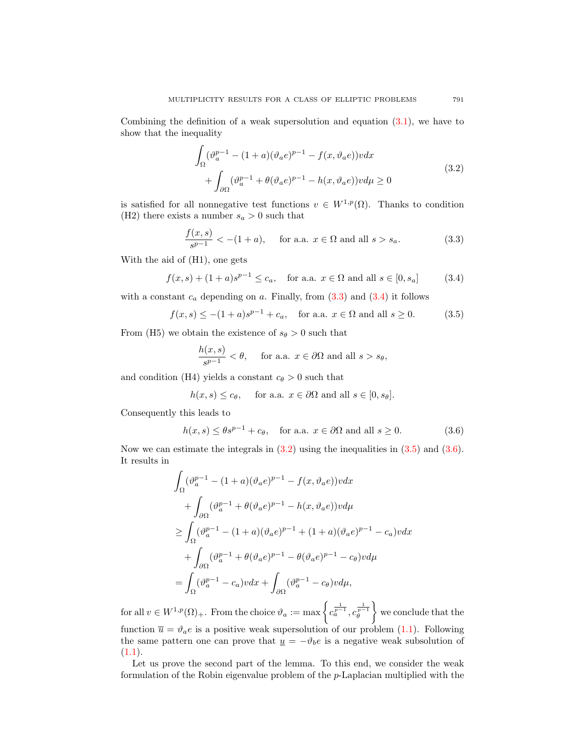Combining the definition of a weak supersolution and equation (3.1), we have to show that the inequality

$$\begin{aligned}\int_\Omega (\vartheta_a^{p-1} - (1+a)(\vartheta_a e)^{p-1} - f(x,\vartheta_a e)) v dx \\ + \int_{\partial\Omega} (\vartheta_a^{p-1} + \theta(\vartheta_a e)^{p-1} - h(x,\vartheta_a e)) v d\mu \geq 0\end{aligned} \tag{3.2}$$

is satisfied for all nonnegative test functions $v \in W^{1,p}(\Omega)$. Thanks to condition (H2) there exists a number $s_a > 0$ such that

$$\frac{f(x,s)}{s^{p-1}} < -(1+a), \quad \text{ for a.a. } x \in \Omega \text{ and all } s > s_a. \tag{3.3}$$

With the aid of (H1), one gets

$$f(x,s) + (1+a)s^{p-1} \leq c_a, \quad \text{for a.a. } x \in \Omega \text{ and all } s \in [0, s_a] \tag{3.4}$$

with a constant $c_a$ depending on $a$. Finally, from (3.3) and (3.4) it follows

$$f(x,s) \leq -(1+a)s^{p-1} + c_a, \quad \text{for a.a. } x \in \Omega \text{ and all } s \geq 0. \tag{3.5}$$

From (H5) we obtain the existence of $s_\theta > 0$ such that

$$\frac{h(x,s)}{s^{p-1}} < \theta, \quad \text{ for a.a. } x \in \partial\Omega \text{ and all } s > s_\theta,$$

and condition (H4) yields a constant $c_\theta > 0$ such that

$$h(x,s) \leq c_\theta, \quad \text{ for a.a. } x \in \partial\Omega \text{ and all } s \in [0, s_\theta].$$

Consequently this leads to

$$h(x,s) \leq \theta s^{p-1} + c_\theta, \quad \text{for a.a. } x \in \partial\Omega \text{ and all } s \geq 0. \tag{3.6}$$

Now we can estimate the integrals in (3.2) using the inequalities in (3.5) and (3.6). It results in

$$\begin{aligned}
&\int_\Omega (\vartheta_a^{p-1} - (1+a)(\vartheta_a e)^{p-1} - f(x,\vartheta_a e)) v dx \\
&\quad + \int_{\partial\Omega} (\vartheta_a^{p-1} + \theta(\vartheta_a e)^{p-1} - h(x,\vartheta_a e)) v d\mu \\
&\geq \int_\Omega (\vartheta_a^{p-1} - (1+a)(\vartheta_a e)^{p-1} + (1+a)(\vartheta_a e)^{p-1} - c_a) v dx \\
&\quad + \int_{\partial\Omega} (\vartheta_a^{p-1} + \theta(\vartheta_a e)^{p-1} - \theta(\vartheta_a e)^{p-1} - c_\theta) v d\mu \\
&= \int_\Omega (\vartheta_a^{p-1} - c_a) v dx + \int_{\partial\Omega} (\vartheta_a^{p-1} - c_\theta) v d\mu,
\end{aligned}$$

for all $v \in W^{1,p}(\Omega)_+$. From the choice $\vartheta_a := \max\left\{c_a^{\frac{1}{p-1}}, c_\theta^{\frac{1}{p-1}}\right\}$ we conclude that the function $\overline{u} = \vartheta_a e$ is a positive weak supersolution of our problem (1.1). Following the same pattern one can prove that $\underline{u} = -\vartheta_b e$ is a negative weak subsolution of (1.1).

Let us prove the second part of the lemma. To this end, we consider the weak formulation of the Robin eigenvalue problem of the $p$-Laplacian multiplied with the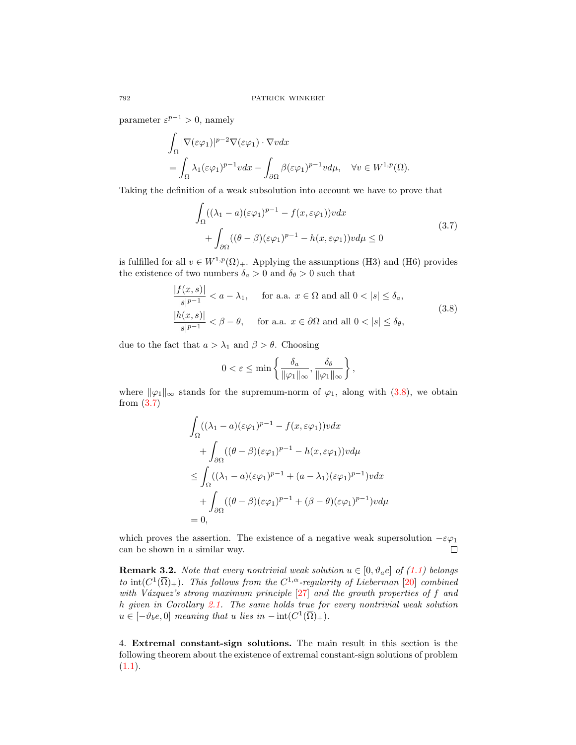parameter $\varepsilon^{p-1} > 0$, namely

$$
\begin{aligned}
&\int_\Omega |\nabla(\varepsilon\varphi_1)|^{p-2}\nabla(\varepsilon\varphi_1)\cdot\nabla v dx \\
&= \int_\Omega \lambda_1(\varepsilon\varphi_1)^{p-1} v dx - \int_{\partial\Omega} \beta(\varepsilon\varphi_1)^{p-1} v d\mu, \quad \forall v \in W^{1,p}(\Omega).
\end{aligned}
$$

Taking the definition of a weak subsolution into account we have to prove that

$$
\begin{aligned}
&\int_\Omega ((\lambda_1 - a)(\varepsilon\varphi_1)^{p-1} - f(x,\varepsilon\varphi_1)) v dx \\
&\quad + \int_{\partial\Omega} ((\theta - \beta)(\varepsilon\varphi_1)^{p-1} - h(x,\varepsilon\varphi_1)) v d\mu \le 0
\end{aligned}
\tag{3.7}
$$

is fulfilled for all $v \in W^{1,p}(\Omega)_+$. Applying the assumptions (H3) and (H6) provides the existence of two numbers $\delta_a > 0$ and $\delta_\theta > 0$ such that

$$
\begin{aligned}
&\frac{|f(x,s)|}{|s|^{p-1}} < a - \lambda_1, \quad \text{ for a.a. } x \in \Omega \text{ and all } 0 < |s| \le \delta_a, \\
&\frac{|h(x,s)|}{|s|^{p-1}} < \beta - \theta, \quad \text{ for a.a. } x \in \partial\Omega \text{ and all } 0 < |s| \le \delta_\theta,
\end{aligned}
\tag{3.8}
$$

due to the fact that $a > \lambda_1$ and $\beta > \theta$. Choosing

$$
0 < \varepsilon \le \min\left\{ \frac{\delta_a}{\|\varphi_1\|_\infty}, \frac{\delta_\theta}{\|\varphi_1\|_\infty} \right\},
$$

where $\|\varphi_1\|_\infty$ stands for the supremum-norm of $\varphi_1$, along with (3.8), we obtain from (3.7)

$$
\begin{aligned}
&\int_\Omega ((\lambda_1 - a)(\varepsilon\varphi_1)^{p-1} - f(x,\varepsilon\varphi_1)) v dx \\
&\quad + \int_{\partial\Omega} ((\theta - \beta)(\varepsilon\varphi_1)^{p-1} - h(x,\varepsilon\varphi_1)) v d\mu \\
&\le \int_\Omega ((\lambda_1 - a)(\varepsilon\varphi_1)^{p-1} + (a - \lambda_1)(\varepsilon\varphi_1)^{p-1}) v dx \\
&\quad + \int_{\partial\Omega} ((\theta - \beta)(\varepsilon\varphi_1)^{p-1} + (\beta - \theta)(\varepsilon\varphi_1)^{p-1}) v d\mu \\
&= 0,
\end{aligned}
$$

which proves the assertion. The existence of a negative weak supersolution $-\varepsilon\varphi_1$ can be shown in a similar way. $\square$

**Remark 3.2.** *Note that every nontrivial weak solution $u \in [0, \vartheta_a e]$ of (1.1) belongs to $\operatorname{int}(C^1(\overline{\Omega})_+)$. This follows from the $C^{1,\alpha}$-regularity of Lieberman [20] combined with Vázquez's strong maximum principle [27] and the growth properties of $f$ and $h$ given in Corollary 2.1. The same holds true for every nontrivial weak solution $u \in [-\vartheta_b e, 0]$ meaning that $u$ lies in $-\operatorname{int}(C^1(\overline{\Omega})_+)$.*

## 4. Extremal constant-sign solutions.

The main result in this section is the following theorem about the existence of extremal constant-sign solutions of problem (1.1).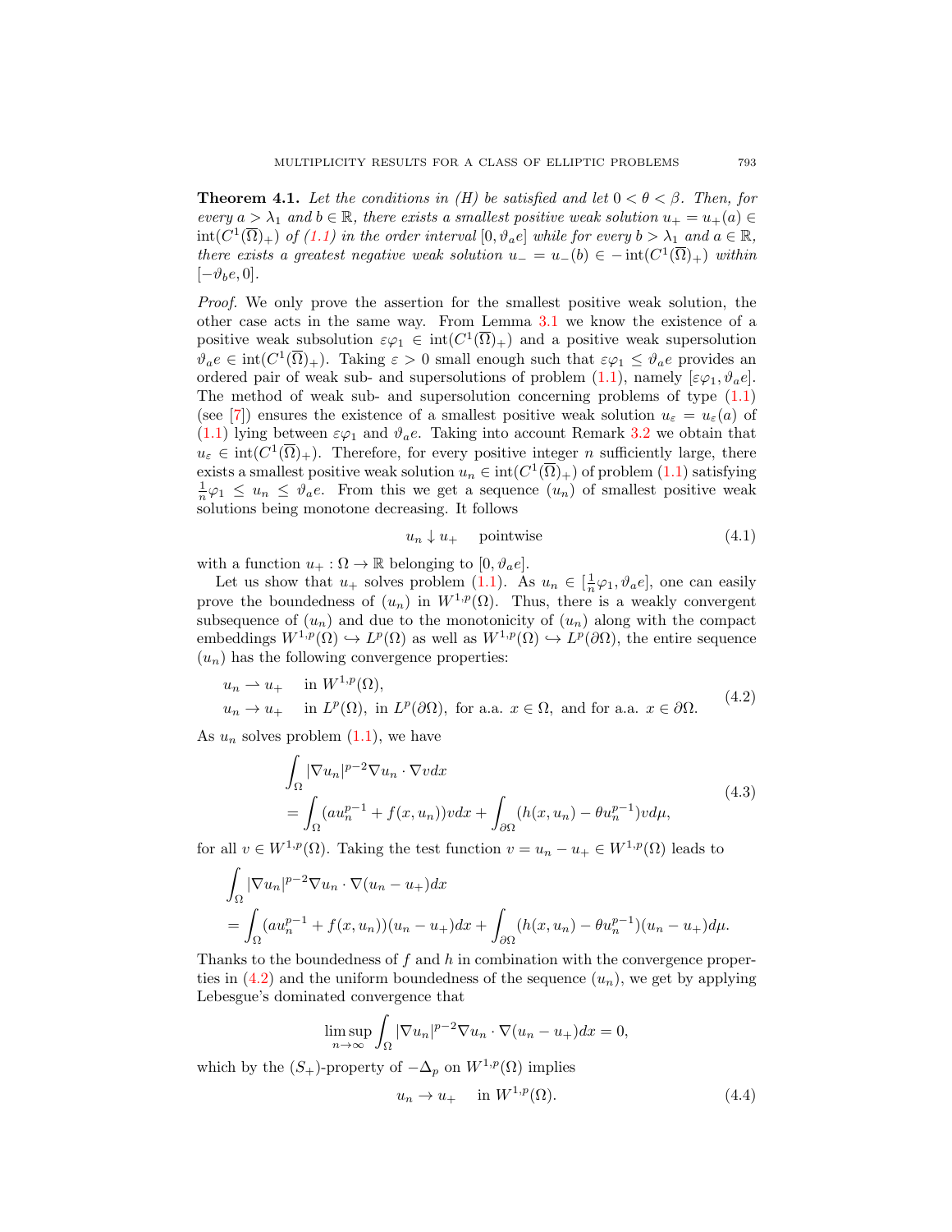**Theorem 4.1.** *Let the conditions in (H) be satisfied and let $0 < \theta < \beta$. Then, for every $a > \lambda_1$ and $b \in \mathbb{R}$, there exists a smallest positive weak solution $u_+ = u_+(a) \in \operatorname{int}(C^1(\overline{\Omega})_+)$ of (1.1) in the order interval $[0, \vartheta_a e]$ while for every $b > \lambda_1$ and $a \in \mathbb{R}$, there exists a greatest negative weak solution $u_- = u_-(b) \in -\operatorname{int}(C^1(\overline{\Omega})_+)$ within $[-\vartheta_b e, 0]$.*

*Proof.* We only prove the assertion for the smallest positive weak solution, the other case acts in the same way. From Lemma 3.1 we know the existence of a positive weak subsolution $\varepsilon\varphi_1 \in \operatorname{int}(C^1(\overline{\Omega})_+)$ and a positive weak supersolution $\vartheta_a e \in \operatorname{int}(C^1(\overline{\Omega})_+)$. Taking $\varepsilon > 0$ small enough such that $\varepsilon\varphi_1 \le \vartheta_a e$ provides an ordered pair of weak sub- and supersolutions of problem (1.1), namely $[\varepsilon\varphi_1, \vartheta_a e]$. The method of weak sub- and supersolution concerning problems of type (1.1) (see [7]) ensures the existence of a smallest positive weak solution $u_\varepsilon = u_\varepsilon(a)$ of (1.1) lying between $\varepsilon\varphi_1$ and $\vartheta_a e$. Taking into account Remark 3.2 we obtain that $u_\varepsilon \in \operatorname{int}(C^1(\overline{\Omega})_+)$. Therefore, for every positive integer $n$ sufficiently large, there exists a smallest positive weak solution $u_n \in \operatorname{int}(C^1(\overline{\Omega})_+)$ of problem (1.1) satisfying $\frac{1}{n}\varphi_1 \le u_n \le \vartheta_a e$. From this we get a sequence $(u_n)$ of smallest positive weak solutions being monotone decreasing. It follows

$$u_n \downarrow u_+ \quad \text{pointwise} \tag{4.1}$$

with a function $u_+ : \Omega \to \mathbb{R}$ belonging to $[0, \vartheta_a e]$.

Let us show that $u_+$ solves problem (1.1). As $u_n \in [\frac{1}{n}\varphi_1, \vartheta_a e]$, one can easily prove the boundedness of $(u_n)$ in $W^{1,p}(\Omega)$. Thus, there is a weakly convergent subsequence of $(u_n)$ and due to the monotonicity of $(u_n)$ along with the compact embeddings $W^{1,p}(\Omega) \hookrightarrow L^p(\Omega)$ as well as $W^{1,p}(\Omega) \hookrightarrow L^p(\partial\Omega)$, the entire sequence $(u_n)$ has the following convergence properties:

$$\begin{aligned}
&u_n \rightharpoonup u_+ \quad \text{in } W^{1,p}(\Omega), \\
&u_n \to u_+ \quad \text{in } L^p(\Omega), \text{ in } L^p(\partial\Omega), \text{ for a.a. } x \in \Omega, \text{ and for a.a. } x \in \partial\Omega.
\end{aligned} \tag{4.2}$$

As $u_n$ solves problem (1.1), we have

$$\begin{aligned}
&\int_\Omega |\nabla u_n|^{p-2}\nabla u_n \cdot \nabla v dx \\
&= \int_\Omega (a u_n^{p-1} + f(x, u_n)) v dx + \int_{\partial\Omega} (h(x, u_n) - \theta u_n^{p-1}) v d\mu,
\end{aligned} \tag{4.3}$$

for all $v \in W^{1,p}(\Omega)$. Taking the test function $v = u_n - u_+ \in W^{1,p}(\Omega)$ leads to

$$\begin{aligned}
&\int_\Omega |\nabla u_n|^{p-2}\nabla u_n \cdot \nabla(u_n - u_+) dx \\
&= \int_\Omega (a u_n^{p-1} + f(x, u_n))(u_n - u_+) dx + \int_{\partial\Omega} (h(x, u_n) - \theta u_n^{p-1})(u_n - u_+) d\mu.
\end{aligned}$$

Thanks to the boundedness of $f$ and $h$ in combination with the convergence properties in (4.2) and the uniform boundedness of the sequence $(u_n)$, we get by applying Lebesgue's dominated convergence that

$$\limsup_{n\to\infty} \int_\Omega |\nabla u_n|^{p-2}\nabla u_n \cdot \nabla(u_n - u_+) dx = 0,$$

which by the $(S_+)$-property of $-\Delta_p$ on $W^{1,p}(\Omega)$ implies

$$u_n \to u_+ \quad \text{in } W^{1,p}(\Omega). \tag{4.4}$$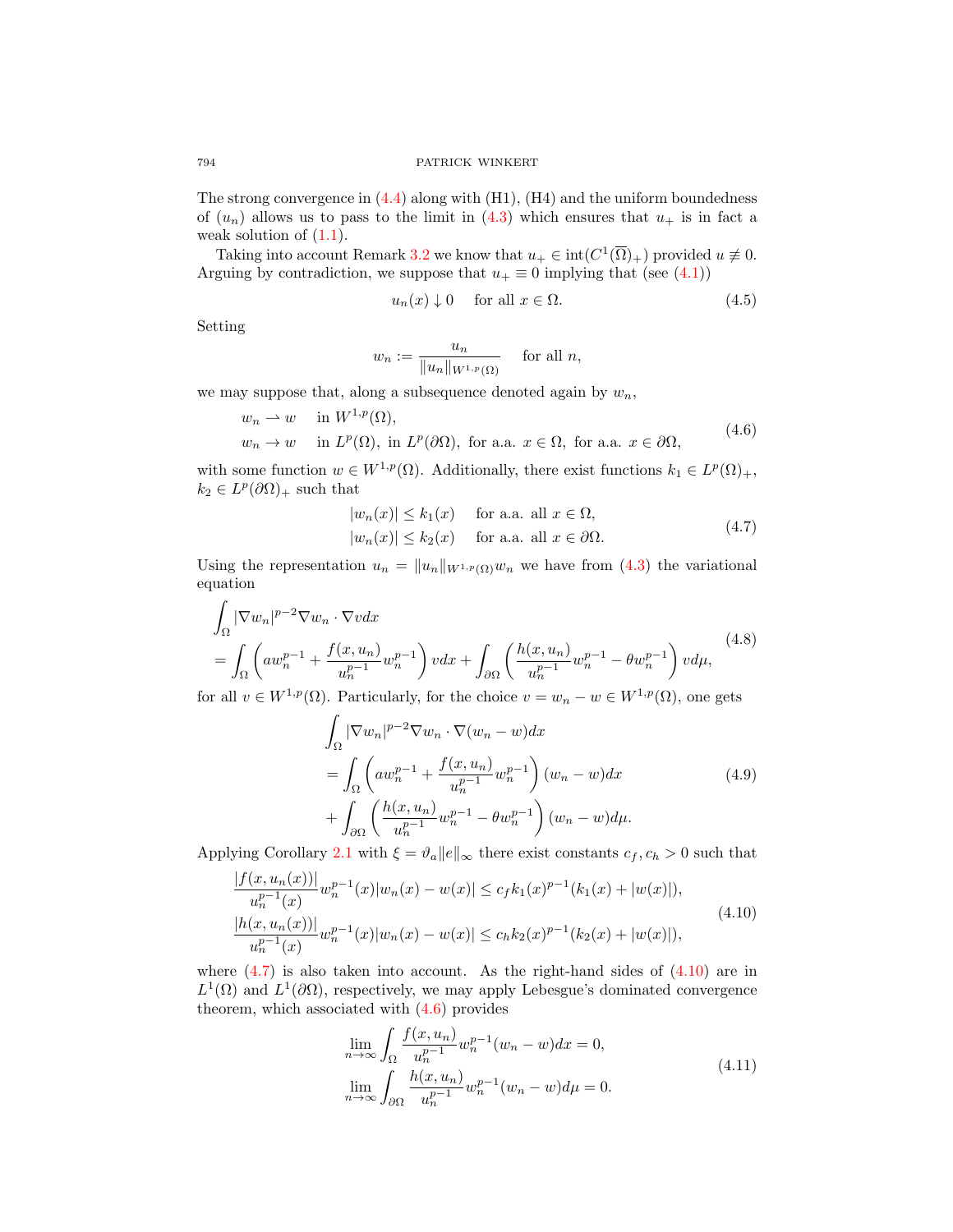The strong convergence in (4.4) along with (H1), (H4) and the uniform boundedness of $(u_n)$ allows us to pass to the limit in (4.3) which ensures that $u_+$ is in fact a weak solution of (1.1).

Taking into account Remark 3.2 we know that $u_+ \in \operatorname{int}(C^1(\overline{\Omega})_+)$ provided $u \not\equiv 0$. Arguing by contradiction, we suppose that $u_+ \equiv 0$ implying that (see (4.1))

$$u_n(x) \downarrow 0 \quad \text{for all } x \in \Omega. \tag{4.5}$$

Setting

$$w_n := \frac{u_n}{\|u_n\|_{W^{1,p}(\Omega)}} \quad \text{for all } n,$$

we may suppose that, along a subsequence denoted again by $w_n$,

$$\begin{aligned} &w_n \rightharpoonup w \quad \text{in } W^{1,p}(\Omega), \\ &w_n \to w \quad \text{in } L^p(\Omega), \text{ in } L^p(\partial\Omega), \text{ for a.a. } x \in \Omega, \text{ for a.a. } x \in \partial\Omega, \end{aligned} \tag{4.6}$$

with some function $w \in W^{1,p}(\Omega)$. Additionally, there exist functions $k_1 \in L^p(\Omega)_+$, $k_2 \in L^p(\partial\Omega)_+$ such that

$$\begin{aligned} |w_n(x)| &\le k_1(x) \quad \text{for a.a. all } x \in \Omega, \\ |w_n(x)| &\le k_2(x) \quad \text{for a.a. all } x \in \partial\Omega. \end{aligned} \tag{4.7}$$

Using the representation $u_n = \|u_n\|_{W^{1,p}(\Omega)} w_n$ we have from (4.3) the variational equation

$$\begin{aligned} &\int_\Omega |\nabla w_n|^{p-2} \nabla w_n \cdot \nabla v dx \\ &= \int_\Omega \left( a w_n^{p-1} + \frac{f(x,u_n)}{u_n^{p-1}} w_n^{p-1} \right) v dx + \int_{\partial\Omega} \left( \frac{h(x,u_n)}{u_n^{p-1}} w_n^{p-1} - \theta w_n^{p-1} \right) v d\mu, \end{aligned} \tag{4.8}$$

for all $v \in W^{1,p}(\Omega)$. Particularly, for the choice $v = w_n - w \in W^{1,p}(\Omega)$, one gets

$$\begin{aligned} &\int_\Omega |\nabla w_n|^{p-2} \nabla w_n \cdot \nabla (w_n - w) dx \\ &= \int_\Omega \left( a w_n^{p-1} + \frac{f(x,u_n)}{u_n^{p-1}} w_n^{p-1} \right) (w_n - w) dx \\ &\quad + \int_{\partial\Omega} \left( \frac{h(x,u_n)}{u_n^{p-1}} w_n^{p-1} - \theta w_n^{p-1} \right) (w_n - w) d\mu. \end{aligned} \tag{4.9}$$

Applying Corollary 2.1 with $\xi = \vartheta_a \|e\|_\infty$ there exist constants $c_f, c_h > 0$ such that

$$\begin{aligned} \frac{|f(x,u_n(x))|}{u_n^{p-1}(x)} w_n^{p-1}(x) |w_n(x) - w(x)| &\le c_f k_1(x)^{p-1} (k_1(x) + |w(x)|), \\ \frac{|h(x,u_n(x))|}{u_n^{p-1}(x)} w_n^{p-1}(x) |w_n(x) - w(x)| &\le c_h k_2(x)^{p-1} (k_2(x) + |w(x)|), \end{aligned} \tag{4.10}$$

where (4.7) is also taken into account. As the right-hand sides of (4.10) are in $L^1(\Omega)$ and $L^1(\partial\Omega)$, respectively, we may apply Lebesgue's dominated convergence theorem, which associated with (4.6) provides

$$\begin{aligned} \lim_{n\to\infty} \int_\Omega \frac{f(x,u_n)}{u_n^{p-1}} w_n^{p-1} (w_n - w) dx &= 0, \\ \lim_{n\to\infty} \int_{\partial\Omega} \frac{h(x,u_n)}{u_n^{p-1}} w_n^{p-1} (w_n - w) d\mu &= 0. \end{aligned} \tag{4.11}$$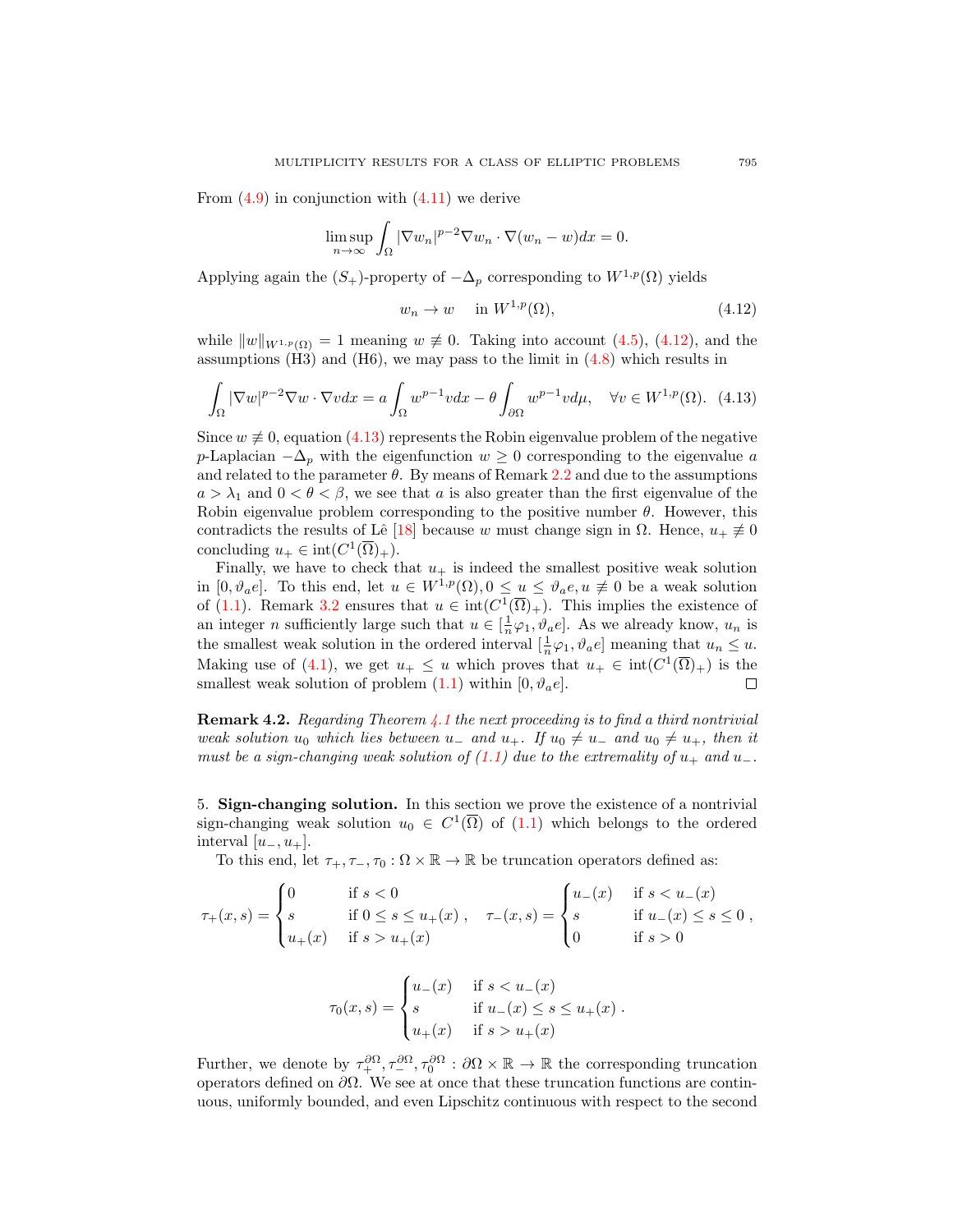From (4.9) in conjunction with (4.11) we derive

$$\limsup_{n\to\infty} \int_\Omega |\nabla w_n|^{p-2}\nabla w_n \cdot \nabla (w_n - w)dx = 0.$$

Applying again the $(S_+)$-property of $-\Delta_p$ corresponding to $W^{1,p}(\Omega)$ yields

$$w_n \to w \quad \text{in } W^{1,p}(\Omega), \tag{4.12}$$

while $\|w\|_{W^{1,p}(\Omega)} = 1$ meaning $w \not\equiv 0$. Taking into account (4.5), (4.12), and the assumptions (H3) and (H6), we may pass to the limit in (4.8) which results in

$$\int_\Omega |\nabla w|^{p-2}\nabla w \cdot \nabla v dx = a\int_\Omega w^{p-1} v dx - \theta \int_{\partial\Omega} w^{p-1} v d\mu, \quad \forall v \in W^{1,p}(\Omega). \tag{4.13}$$

Since $w \not\equiv 0$, equation (4.13) represents the Robin eigenvalue problem of the negative $p$-Laplacian $-\Delta_p$ with the eigenfunction $w \geq 0$ corresponding to the eigenvalue $a$ and related to the parameter $\theta$. By means of Remark 2.2 and due to the assumptions $a > \lambda_1$ and $0 < \theta < \beta$, we see that $a$ is also greater than the first eigenvalue of the Robin eigenvalue problem corresponding to the positive number $\theta$. However, this contradicts the results of Lê [18] because $w$ must change sign in $\Omega$. Hence, $u_+ \not\equiv 0$ concluding $u_+ \in \operatorname{int}(C^1(\overline{\Omega})_+)$.

Finally, we have to check that $u_+$ is indeed the smallest positive weak solution in $[0, \vartheta_a e]$. To this end, let $u \in W^{1,p}(\Omega), 0 \leq u \leq \vartheta_a e, u \not\equiv 0$ be a weak solution of (1.1). Remark 3.2 ensures that $u \in \operatorname{int}(C^1(\overline{\Omega})_+)$. This implies the existence of an integer $n$ sufficiently large such that $u \in [\frac{1}{n}\varphi_1, \vartheta_a e]$. As we already know, $u_n$ is the smallest weak solution in the ordered interval $[\frac{1}{n}\varphi_1, \vartheta_a e]$ meaning that $u_n \leq u$. Making use of (4.1), we get $u_+ \leq u$ which proves that $u_+ \in \operatorname{int}(C^1(\overline{\Omega})_+)$ is the smallest weak solution of problem (1.1) within $[0, \vartheta_a e]$. ∎

**Remark 4.2.** *Regarding Theorem 4.1 the next proceeding is to find a third nontrivial weak solution $u_0$ which lies between $u_-$ and $u_+$. If $u_0 \neq u_-$ and $u_0 \neq u_+$, then it must be a sign-changing weak solution of (1.1) due to the extremality of $u_+$ and $u_-$.*

## 5. Sign-changing solution.

In this section we prove the existence of a nontrivial sign-changing weak solution $u_0 \in C^1(\overline{\Omega})$ of (1.1) which belongs to the ordered interval $[u_-, u_+]$.

To this end, let $\tau_+, \tau_-, \tau_0 : \Omega \times \mathbb{R} \to \mathbb{R}$ be truncation operators defined as:

$$\tau_+(x,s) = \begin{cases} 0 & \text{if } s < 0 \\ s & \text{if } 0 \leq s \leq u_+(x) \\ u_+(x) & \text{if } s > u_+(x) \end{cases}, \quad \tau_-(x,s) = \begin{cases} u_-(x) & \text{if } s < u_-(x) \\ s & \text{if } u_-(x) \leq s \leq 0 \\ 0 & \text{if } s > 0 \end{cases},$$

$$\tau_0(x,s) = \begin{cases} u_-(x) & \text{if } s < u_-(x) \\ s & \text{if } u_-(x) \leq s \leq u_+(x) \\ u_+(x) & \text{if } s > u_+(x) \end{cases}.$$

Further, we denote by $\tau_+^{\partial\Omega}, \tau_-^{\partial\Omega}, \tau_0^{\partial\Omega} : \partial\Omega \times \mathbb{R} \to \mathbb{R}$ the corresponding truncation operators defined on $\partial\Omega$. We see at once that these truncation functions are continuous, uniformly bounded, and even Lipschitz continuous with respect to the second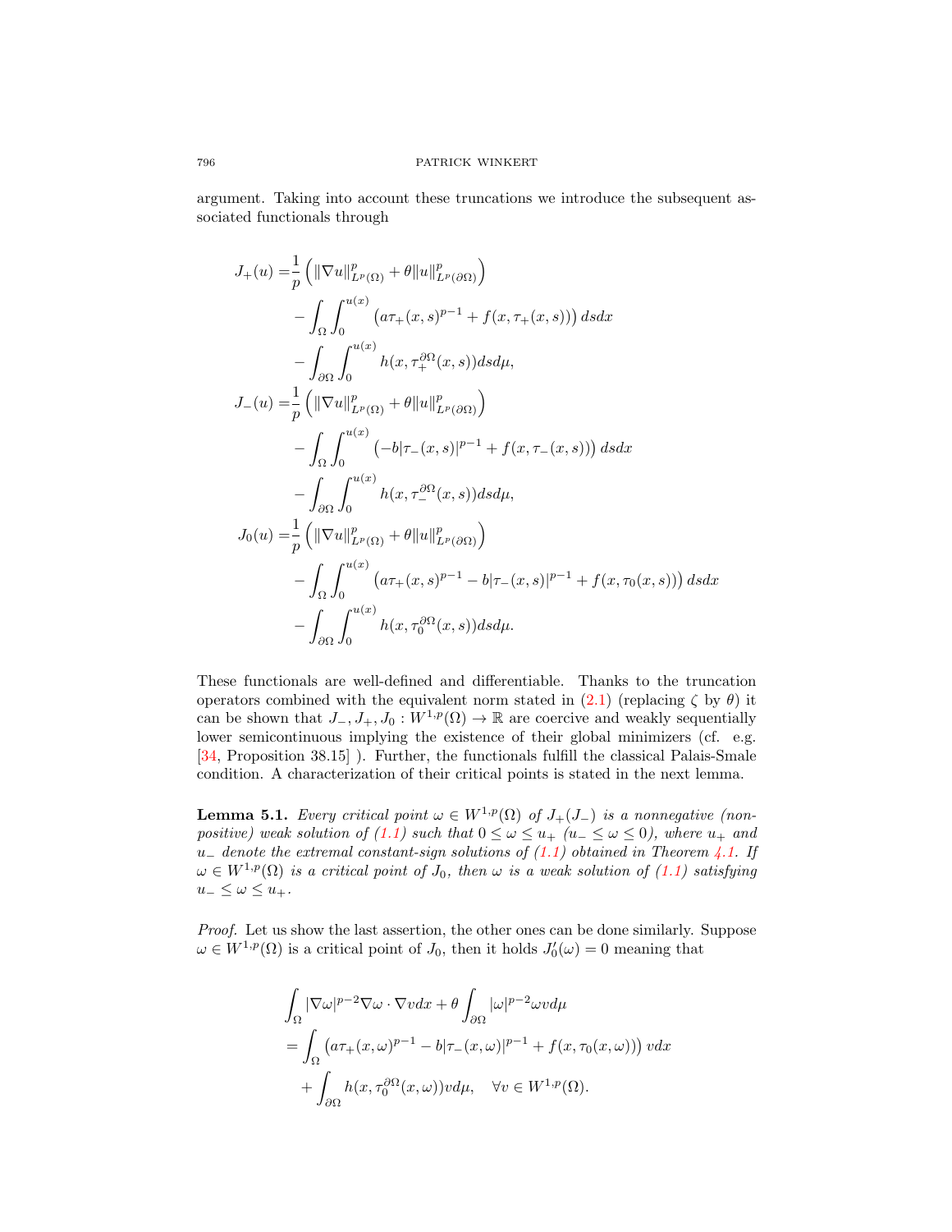argument. Taking into account these truncations we introduce the subsequent associated functionals through

$$
\begin{aligned}
J_+(u) =& \frac{1}{p}\left(\|\nabla u\|^p_{L^p(\Omega)} + \theta\|u\|^p_{L^p(\partial\Omega)}\right) \\
&- \int_\Omega \int_0^{u(x)} \left(a\tau_+(x,s)^{p-1} + f(x,\tau_+(x,s))\right) dsdx \\
&- \int_{\partial\Omega} \int_0^{u(x)} h(x,\tau_+^{\partial\Omega}(x,s)) ds d\mu, \\
J_-(u) =& \frac{1}{p}\left(\|\nabla u\|^p_{L^p(\Omega)} + \theta\|u\|^p_{L^p(\partial\Omega)}\right) \\
&- \int_\Omega \int_0^{u(x)} \left(-b|\tau_-(x,s)|^{p-1} + f(x,\tau_-(x,s))\right) dsdx \\
&- \int_{\partial\Omega} \int_0^{u(x)} h(x,\tau_-^{\partial\Omega}(x,s)) ds d\mu, \\
J_0(u) =& \frac{1}{p}\left(\|\nabla u\|^p_{L^p(\Omega)} + \theta\|u\|^p_{L^p(\partial\Omega)}\right) \\
&- \int_\Omega \int_0^{u(x)} \left(a\tau_+(x,s)^{p-1} - b|\tau_-(x,s)|^{p-1} + f(x,\tau_0(x,s))\right) dsdx \\
&- \int_{\partial\Omega} \int_0^{u(x)} h(x,\tau_0^{\partial\Omega}(x,s)) ds d\mu.
\end{aligned}
$$

These functionals are well-defined and differentiable. Thanks to the truncation operators combined with the equivalent norm stated in (2.1) (replacing $\zeta$ by $\theta$) it can be shown that $J_-, J_+, J_0 : W^{1,p}(\Omega) \to \mathbb{R}$ are coercive and weakly sequentially lower semicontinuous implying the existence of their global minimizers (cf. e.g. [34, Proposition 38.15] ). Further, the functionals fulfill the classical Palais-Smale condition. A characterization of their critical points is stated in the next lemma.

**Lemma 5.1.** *Every critical point $\omega \in W^{1,p}(\Omega)$ of $J_+(J_-)$ is a nonnegative (nonpositive) weak solution of (1.1) such that $0 \le \omega \le u_+$ ($u_- \le \omega \le 0$), where $u_+$ and $u_-$ denote the extremal constant-sign solutions of (1.1) obtained in Theorem 4.1. If $\omega \in W^{1,p}(\Omega)$ is a critical point of $J_0$, then $\omega$ is a weak solution of (1.1) satisfying $u_- \le \omega \le u_+$.*

*Proof.* Let us show the last assertion, the other ones can be done similarly. Suppose $\omega \in W^{1,p}(\Omega)$ is a critical point of $J_0$, then it holds $J_0'(\omega) = 0$ meaning that

$$
\begin{aligned}
&\int_\Omega |\nabla \omega|^{p-2}\nabla\omega \cdot \nabla v dx + \theta \int_{\partial\Omega} |\omega|^{p-2}\omega v d\mu \\
&= \int_\Omega \left(a\tau_+(x,\omega)^{p-1} - b|\tau_-(x,\omega)|^{p-1} + f(x,\tau_0(x,\omega))\right) v dx \\
&\quad + \int_{\partial\Omega} h(x,\tau_0^{\partial\Omega}(x,\omega)) v d\mu, \quad \forall v \in W^{1,p}(\Omega).
\end{aligned}
$$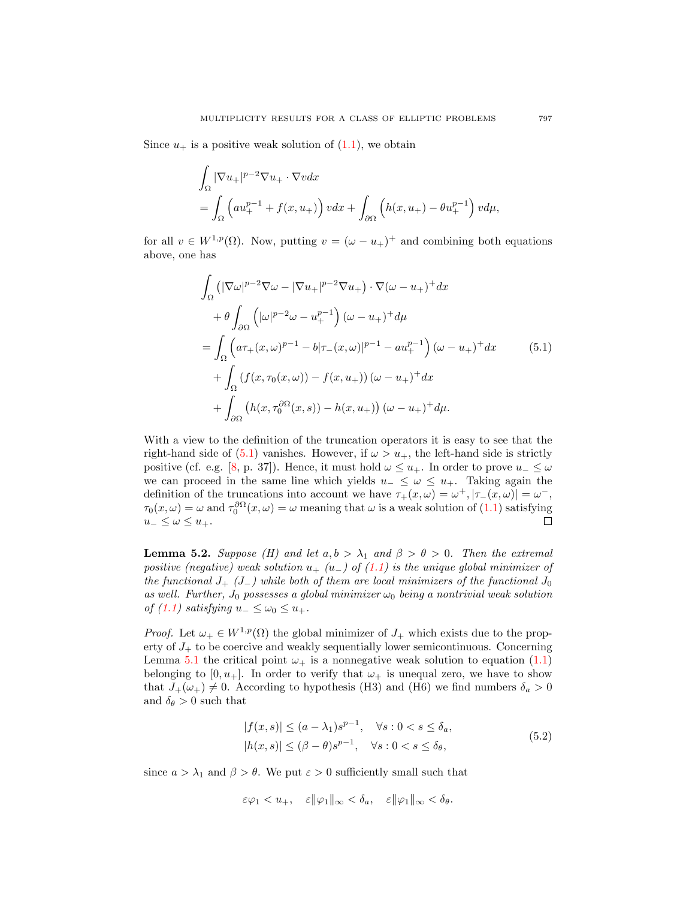Since $u_+$ is a positive weak solution of (1.1), we obtain

$$\int_\Omega |\nabla u_+|^{p-2}\nabla u_+ \cdot \nabla v dx$$
$$= \int_\Omega \left( a u_+^{p-1} + f(x,u_+)\right) v dx + \int_{\partial\Omega} \left( h(x,u_+) - \theta u_+^{p-1}\right) v d\mu,$$

for all $v \in W^{1,p}(\Omega)$. Now, putting $v = (\omega - u_+)^+$ and combining both equations above, one has

$$\begin{aligned}
&\int_\Omega \left(|\nabla \omega|^{p-2}\nabla\omega - |\nabla u_+|^{p-2}\nabla u_+\right)\cdot \nabla(\omega-u_+)^+ dx \\
&\quad + \theta \int_{\partial\Omega} \left( |\omega|^{p-2}\omega - u_+^{p-1}\right)(\omega - u_+)^+ d\mu \\
&= \int_\Omega \left( a\tau_+(x,\omega)^{p-1} - b|\tau_-(x,\omega)|^{p-1} - a u_+^{p-1}\right)(\omega-u_+)^+ dx \\
&\quad + \int_\Omega \left( f(x,\tau_0(x,\omega)) - f(x,u_+)\right)(\omega-u_+)^+ dx \\
&\quad + \int_{\partial\Omega} \left( h(x,\tau_0^{\partial\Omega}(x,s)) - h(x,u_+)\right)(\omega-u_+)^+ d\mu.
\end{aligned} \tag{5.1}$$

With a view to the definition of the truncation operators it is easy to see that the right-hand side of (5.1) vanishes. However, if $\omega > u_+$, the left-hand side is strictly positive (cf. e.g. [8, p. 37]). Hence, it must hold $\omega \le u_+$. In order to prove $u_- \le \omega$ we can proceed in the same line which yields $u_- \le \omega \le u_+$. Taking again the definition of the truncations into account we have $\tau_+(x,\omega) = \omega^+, |\tau_-(x,\omega)| = \omega^-$, $\tau_0(x,\omega) = \omega$ and $\tau_0^{\partial\Omega}(x,\omega) = \omega$ meaning that $\omega$ is a weak solution of (1.1) satisfying $u_- \le \omega \le u_+$. □

**Lemma 5.2.** *Suppose (H) and let $a, b > \lambda_1$ and $\beta > \theta > 0$. Then the extremal positive (negative) weak solution $u_+$ ($u_-$) of (1.1) is the unique global minimizer of the functional $J_+$ ($J_-$) while both of them are local minimizers of the functional $J_0$ as well. Further, $J_0$ possesses a global minimizer $\omega_0$ being a nontrivial weak solution of (1.1) satisfying $u_- \le \omega_0 \le u_+$.*

*Proof.* Let $\omega_+ \in W^{1,p}(\Omega)$ the global minimizer of $J_+$ which exists due to the property of $J_+$ to be coercive and weakly sequentially lower semicontinuous. Concerning Lemma 5.1 the critical point $\omega_+$ is a nonnegative weak solution to equation (1.1) belonging to $[0, u_+]$. In order to verify that $\omega_+$ is unequal zero, we have to show that $J_+(\omega_+) \neq 0$. According to hypothesis (H3) and (H6) we find numbers $\delta_a > 0$ and $\delta_\theta > 0$ such that

$$\begin{aligned}
|f(x,s)| &\le (a-\lambda_1)s^{p-1}, \quad \forall s : 0 < s \le \delta_a, \\
|h(x,s)| &\le (\beta-\theta)s^{p-1}, \quad \forall s : 0 < s \le \delta_\theta,
\end{aligned} \tag{5.2}$$

since $a > \lambda_1$ and $\beta > \theta$. We put $\varepsilon > 0$ sufficiently small such that

$$\varepsilon\varphi_1 < u_+, \quad \varepsilon\|\varphi_1\|_\infty < \delta_a, \quad \varepsilon\|\varphi_1\|_\infty < \delta_\theta.$$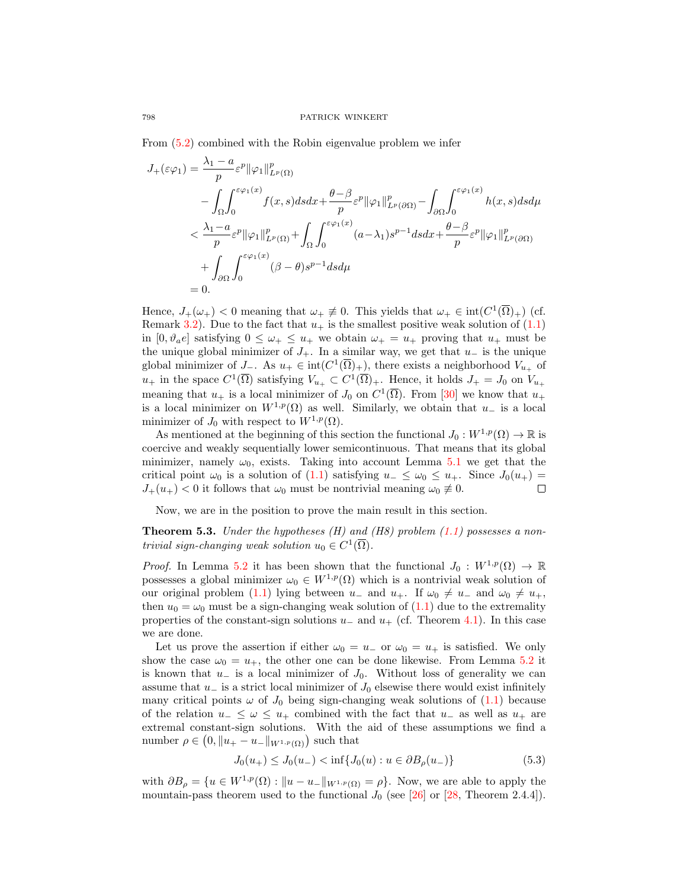From (5.2) combined with the Robin eigenvalue problem we infer

$$
\begin{aligned}
J_+(\varepsilon\varphi_1) &= \frac{\lambda_1 - a}{p}\varepsilon^p \|\varphi_1\|^p_{L^p(\Omega)} \\
&\quad - \int_\Omega \int_0^{\varepsilon\varphi_1(x)} f(x,s)dsdx + \frac{\theta-\beta}{p}\varepsilon^p\|\varphi_1\|^p_{L^p(\partial\Omega)} - \int_{\partial\Omega}\int_0^{\varepsilon\varphi_1(x)} h(x,s)dsd\mu \\
&< \frac{\lambda_1 - a}{p}\varepsilon^p\|\varphi_1\|^p_{L^p(\Omega)} + \int_\Omega\int_0^{\varepsilon\varphi_1(x)}(a-\lambda_1)s^{p-1}dsdx + \frac{\theta-\beta}{p}\varepsilon^p\|\varphi_1\|^p_{L^p(\partial\Omega)} \\
&\quad + \int_{\partial\Omega}\int_0^{\varepsilon\varphi_1(x)}(\beta-\theta)s^{p-1}dsd\mu \\
&= 0.
\end{aligned}
$$

Hence, $J_+(\omega_+) < 0$ meaning that $\omega_+ \not\equiv 0$. This yields that $\omega_+ \in \operatorname{int}(C^1(\overline{\Omega})_+)$ (cf. Remark 3.2). Due to the fact that $u_+$ is the smallest positive weak solution of (1.1) in $[0, \vartheta_a e]$ satisfying $0 \le \omega_+ \le u_+$ we obtain $\omega_+ = u_+$ proving that $u_+$ must be the unique global minimizer of $J_+$. In a similar way, we get that $u_-$ is the unique global minimizer of $J_-$. As $u_+ \in \operatorname{int}(C^1(\overline{\Omega})_+)$, there exists a neighborhood $V_{u_+}$ of $u_+$ in the space $C^1(\overline{\Omega})$ satisfying $V_{u_+} \subset C^1(\overline{\Omega})_+$. Hence, it holds $J_+ = J_0$ on $V_{u_+}$ meaning that $u_+$ is a local minimizer of $J_0$ on $C^1(\overline{\Omega})$. From [30] we know that $u_+$ is a local minimizer on $W^{1,p}(\Omega)$ as well. Similarly, we obtain that $u_-$ is a local minimizer of $J_0$ with respect to $W^{1,p}(\Omega)$.

As mentioned at the beginning of this section the functional $J_0 : W^{1,p}(\Omega) \to \mathbb{R}$ is coercive and weakly sequentially lower semicontinuous. That means that its global minimizer, namely $\omega_0$, exists. Taking into account Lemma 5.1 we get that the critical point $\omega_0$ is a solution of (1.1) satisfying $u_- \le \omega_0 \le u_+$. Since $J_0(u_+) = J_+(u_+) < 0$ it follows that $\omega_0$ must be nontrivial meaning $\omega_0 \not\equiv 0$. ∎

Now, we are in the position to prove the main result in this section.

**Theorem 5.3.** *Under the hypotheses (H) and (H8) problem (1.1) possesses a nontrivial sign-changing weak solution $u_0 \in C^1(\overline{\Omega})$.*

*Proof.* In Lemma 5.2 it has been shown that the functional $J_0 : W^{1,p}(\Omega) \to \mathbb{R}$ possesses a global minimizer $\omega_0 \in W^{1,p}(\Omega)$ which is a nontrivial weak solution of our original problem (1.1) lying between $u_-$ and $u_+$. If $\omega_0 \neq u_-$ and $\omega_0 \neq u_+$, then $u_0 = \omega_0$ must be a sign-changing weak solution of (1.1) due to the extremality properties of the constant-sign solutions $u_-$ and $u_+$ (cf. Theorem 4.1). In this case we are done.

Let us prove the assertion if either $\omega_0 = u_-$ or $\omega_0 = u_+$ is satisfied. We only show the case $\omega_0 = u_+$, the other one can be done likewise. From Lemma 5.2 it is known that $u_-$ is a local minimizer of $J_0$. Without loss of generality we can assume that $u_-$ is a strict local minimizer of $J_0$ elsewise there would exist infinitely many critical points $\omega$ of $J_0$ being sign-changing weak solutions of (1.1) because of the relation $u_- \le \omega \le u_+$ combined with the fact that $u_-$ as well as $u_+$ are extremal constant-sign solutions. With the aid of these assumptions we find a number $\rho \in \left(0, \|u_+ - u_-\|_{W^{1,p}(\Omega)}\right)$ such that

$$
J_0(u_+) \le J_0(u_-) < \inf\{J_0(u) : u \in \partial B_\rho(u_-)\} \tag{5.3}
$$

with $\partial B_\rho = \{u \in W^{1,p}(\Omega) : \|u - u_-\|_{W^{1,p}(\Omega)} = \rho\}$. Now, we are able to apply the mountain-pass theorem used to the functional $J_0$ (see [26] or [28, Theorem 2.4.4]).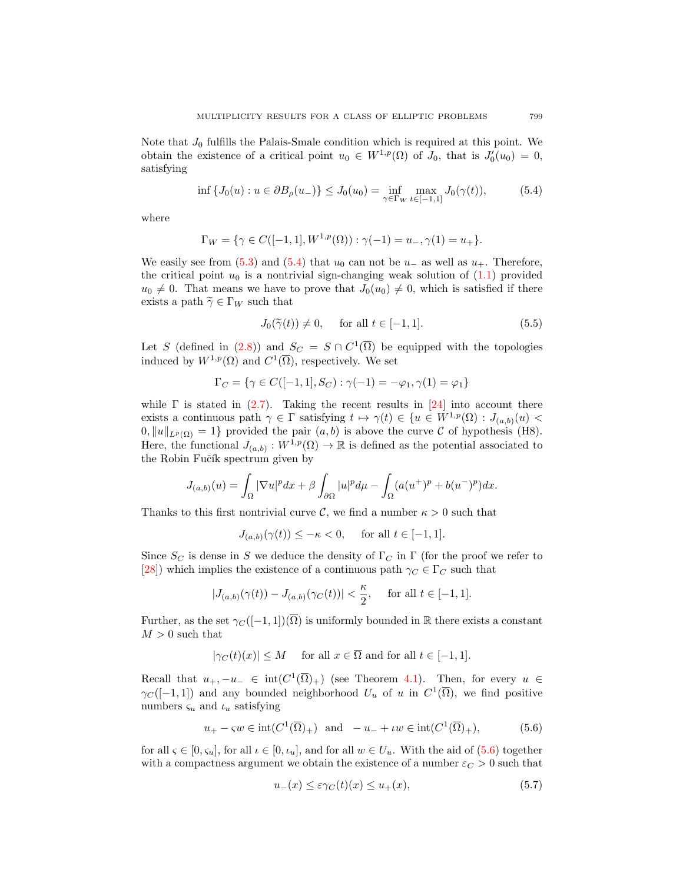Note that $J_0$ fulfills the Palais-Smale condition which is required at this point. We obtain the existence of a critical point $u_0 \in W^{1,p}(\Omega)$ of $J_0$, that is $J_0'(u_0) = 0$, satisfying

$$\inf \{J_0(u) : u \in \partial B_\rho(u_-)\} \leq J_0(u_0) = \inf_{\gamma \in \Gamma_W} \max_{t \in [-1,1]} J_0(\gamma(t)), \tag{5.4}$$

where

$$\Gamma_W = \{\gamma \in C([-1,1], W^{1,p}(\Omega)) : \gamma(-1) = u_-, \gamma(1) = u_+\}.$$

We easily see from (5.3) and (5.4) that $u_0$ can not be $u_-$ as well as $u_+$. Therefore, the critical point $u_0$ is a nontrivial sign-changing weak solution of (1.1) provided $u_0 \neq 0$. That means we have to prove that $J_0(u_0) \neq 0$, which is satisfied if there exists a path $\widetilde{\gamma} \in \Gamma_W$ such that

$$J_0(\widetilde{\gamma}(t)) \neq 0, \qquad \text{for all } t \in [-1,1]. \tag{5.5}$$

Let $S$ (defined in (2.8)) and $S_C = S \cap C^1(\overline{\Omega})$ be equipped with the topologies induced by $W^{1,p}(\Omega)$ and $C^1(\overline{\Omega})$, respectively. We set

$$\Gamma_C = \{\gamma \in C([-1,1], S_C) : \gamma(-1) = -\varphi_1, \gamma(1) = \varphi_1\}$$

while $\Gamma$ is stated in (2.7). Taking the recent results in [24] into account there exists a continuous path $\gamma \in \Gamma$ satisfying $t \mapsto \gamma(t) \in \{u \in W^{1,p}(\Omega) : J_{(a,b)}(u) < 0, \|u\|_{L^p(\Omega)} = 1\}$ provided the pair $(a,b)$ is above the curve $\mathcal{C}$ of hypothesis (H8). Here, the functional $J_{(a,b)} : W^{1,p}(\Omega) \to \mathbb{R}$ is defined as the potential associated to the Robin Fučík spectrum given by

$$J_{(a,b)}(u) = \int_\Omega |\nabla u|^p dx + \beta \int_{\partial\Omega} |u|^p d\mu - \int_\Omega (a(u^+)^p + b(u^-)^p) dx.$$

Thanks to this first nontrivial curve $\mathcal{C}$, we find a number $\kappa > 0$ such that

$$J_{(a,b)}(\gamma(t)) \leq -\kappa < 0, \qquad \text{for all } t \in [-1,1].$$

Since $S_C$ is dense in $S$ we deduce the density of $\Gamma_C$ in $\Gamma$ (for the proof we refer to [28]) which implies the existence of a continuous path $\gamma_C \in \Gamma_C$ such that

$$|J_{(a,b)}(\gamma(t)) - J_{(a,b)}(\gamma_C(t))| < \frac{\kappa}{2}, \qquad \text{for all } t \in [-1,1].$$

Further, as the set $\gamma_C([-1,1])(\overline{\Omega})$ is uniformly bounded in $\mathbb{R}$ there exists a constant $M > 0$ such that

$$|\gamma_C(t)(x)| \leq M \qquad \text{for all } x \in \overline{\Omega} \text{ and for all } t \in [-1,1].$$

Recall that $u_+, -u_- \in \operatorname{int}(C^1(\overline{\Omega})_+)$ (see Theorem 4.1). Then, for every $u \in \gamma_C([-1,1])$ and any bounded neighborhood $U_u$ of $u$ in $C^1(\overline{\Omega})$, we find positive numbers $\varsigma_u$ and $\iota_u$ satisfying

$$u_+ - \varsigma w \in \operatorname{int}(C^1(\overline{\Omega})_+) \ \text{ and } \ -u_- + \iota w \in \operatorname{int}(C^1(\overline{\Omega})_+), \tag{5.6}$$

for all $\varsigma \in [0, \varsigma_u]$, for all $\iota \in [0, \iota_u]$, and for all $w \in U_u$. With the aid of (5.6) together with a compactness argument we obtain the existence of a number $\varepsilon_C > 0$ such that

$$u_-(x) \leq \varepsilon \gamma_C(t)(x) \leq u_+(x), \tag{5.7}$$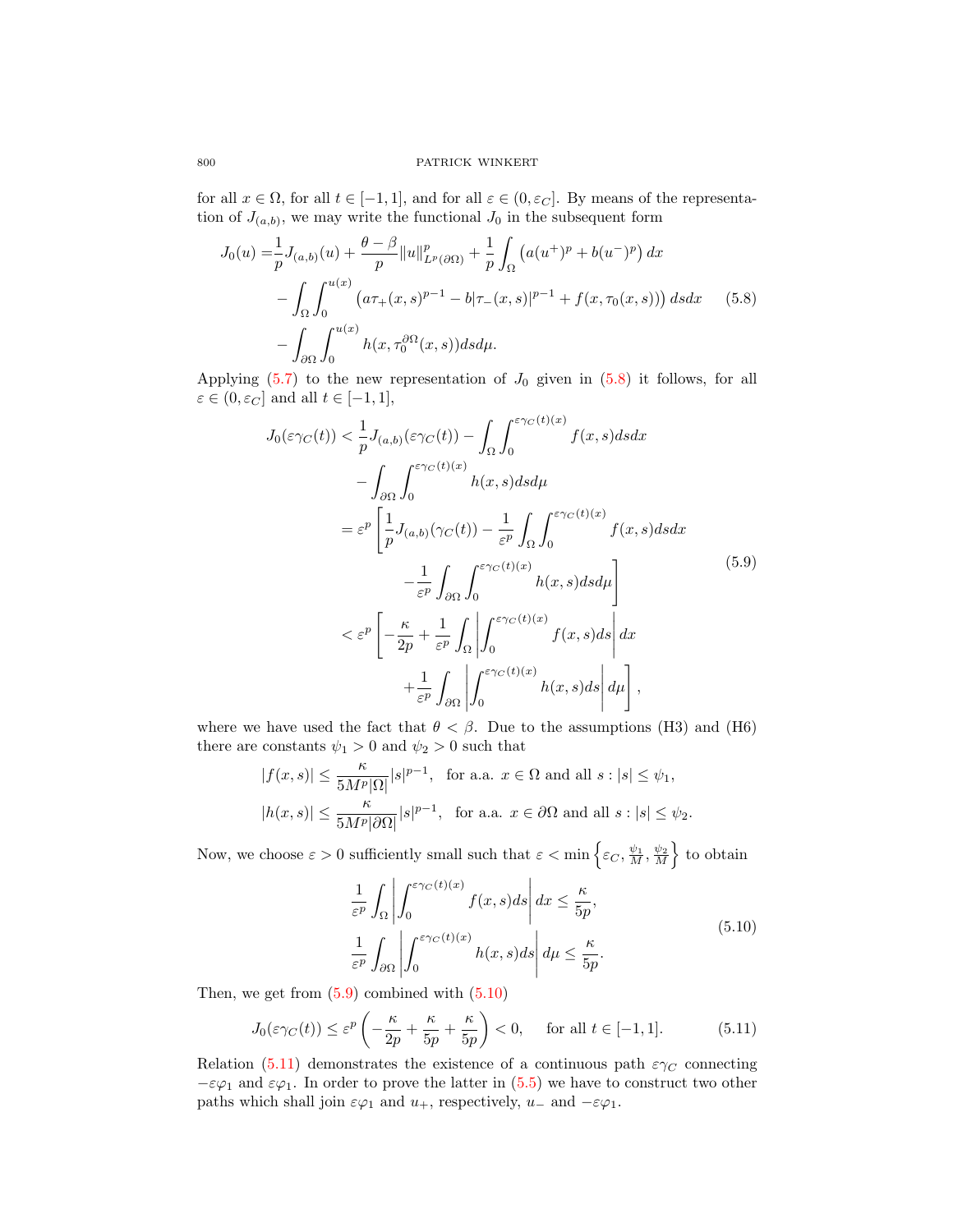for all $x \in \Omega$, for all $t \in [-1,1]$, and for all $\varepsilon \in (0, \varepsilon_C]$. By means of the representation of $J_{(a,b)}$, we may write the functional $J_0$ in the subsequent form

$$
\begin{aligned}
J_0(u) =& \frac{1}{p} J_{(a,b)}(u) + \frac{\theta - \beta}{p} \|u\|^p_{L^p(\partial\Omega)} + \frac{1}{p} \int_\Omega \left( a(u^+)^p + b(u^-)^p \right) dx \\
&- \int_\Omega \int_0^{u(x)} \left( a\tau_+(x,s)^{p-1} - b|\tau_-(x,s)|^{p-1} + f(x,\tau_0(x,s)) \right) ds dx \\
&- \int_{\partial\Omega} \int_0^{u(x)} h(x, \tau_0^{\partial\Omega}(x,s)) ds d\mu.
\end{aligned} \tag{5.8}
$$

Applying (5.7) to the new representation of $J_0$ given in (5.8) it follows, for all $\varepsilon \in (0, \varepsilon_C]$ and all $t \in [-1,1]$,

$$
\begin{aligned}
J_0(\varepsilon\gamma_C(t)) &< \frac{1}{p} J_{(a,b)}(\varepsilon\gamma_C(t)) - \int_\Omega \int_0^{\varepsilon\gamma_C(t)(x)} f(x,s) ds dx \\
&\quad - \int_{\partial\Omega} \int_0^{\varepsilon\gamma_C(t)(x)} h(x,s) ds d\mu \\
&= \varepsilon^p \Bigg[ \frac{1}{p} J_{(a,b)}(\gamma_C(t)) - \frac{1}{\varepsilon^p} \int_\Omega \int_0^{\varepsilon\gamma_C(t)(x)} f(x,s) ds dx \\
&\qquad - \frac{1}{\varepsilon^p} \int_{\partial\Omega} \int_0^{\varepsilon\gamma_C(t)(x)} h(x,s) ds d\mu \Bigg] \\
&< \varepsilon^p \Bigg[ -\frac{\kappa}{2p} + \frac{1}{\varepsilon^p} \int_\Omega \left| \int_0^{\varepsilon\gamma_C(t)(x)} f(x,s) ds \right| dx \\
&\qquad + \frac{1}{\varepsilon^p} \int_{\partial\Omega} \left| \int_0^{\varepsilon\gamma_C(t)(x)} h(x,s) ds \right| d\mu \Bigg],
\end{aligned} \tag{5.9}
$$

where we have used the fact that $\theta < \beta$. Due to the assumptions (H3) and (H6) there are constants $\psi_1 > 0$ and $\psi_2 > 0$ such that

$$
\begin{aligned}
|f(x,s)| &\leq \frac{\kappa}{5M^p|\Omega|} |s|^{p-1}, \quad \text{for a.a. } x \in \Omega \text{ and all } s : |s| \leq \psi_1, \\
|h(x,s)| &\leq \frac{\kappa}{5M^p|\partial\Omega|} |s|^{p-1}, \quad \text{for a.a. } x \in \partial\Omega \text{ and all } s : |s| \leq \psi_2.
\end{aligned}
$$

Now, we choose $\varepsilon > 0$ sufficiently small such that $\varepsilon < \min\left\{\varepsilon_C, \frac{\psi_1}{M}, \frac{\psi_2}{M}\right\}$ to obtain

$$
\begin{aligned}
\frac{1}{\varepsilon^p} \int_\Omega \left| \int_0^{\varepsilon\gamma_C(t)(x)} f(x,s) ds \right| dx &\leq \frac{\kappa}{5p}, \\
\frac{1}{\varepsilon^p} \int_{\partial\Omega} \left| \int_0^{\varepsilon\gamma_C(t)(x)} h(x,s) ds \right| d\mu &\leq \frac{\kappa}{5p}.
\end{aligned} \tag{5.10}
$$

Then, we get from (5.9) combined with (5.10)

$$
J_0(\varepsilon\gamma_C(t)) \leq \varepsilon^p \left( -\frac{\kappa}{2p} + \frac{\kappa}{5p} + \frac{\kappa}{5p} \right) < 0, \qquad \text{for all } t \in [-1,1]. \tag{5.11}
$$

Relation (5.11) demonstrates the existence of a continuous path $\varepsilon\gamma_C$ connecting $-\varepsilon\varphi_1$ and $\varepsilon\varphi_1$. In order to prove the latter in (5.5) we have to construct two other paths which shall join $\varepsilon\varphi_1$ and $u_+$, respectively, $u_-$ and $-\varepsilon\varphi_1$.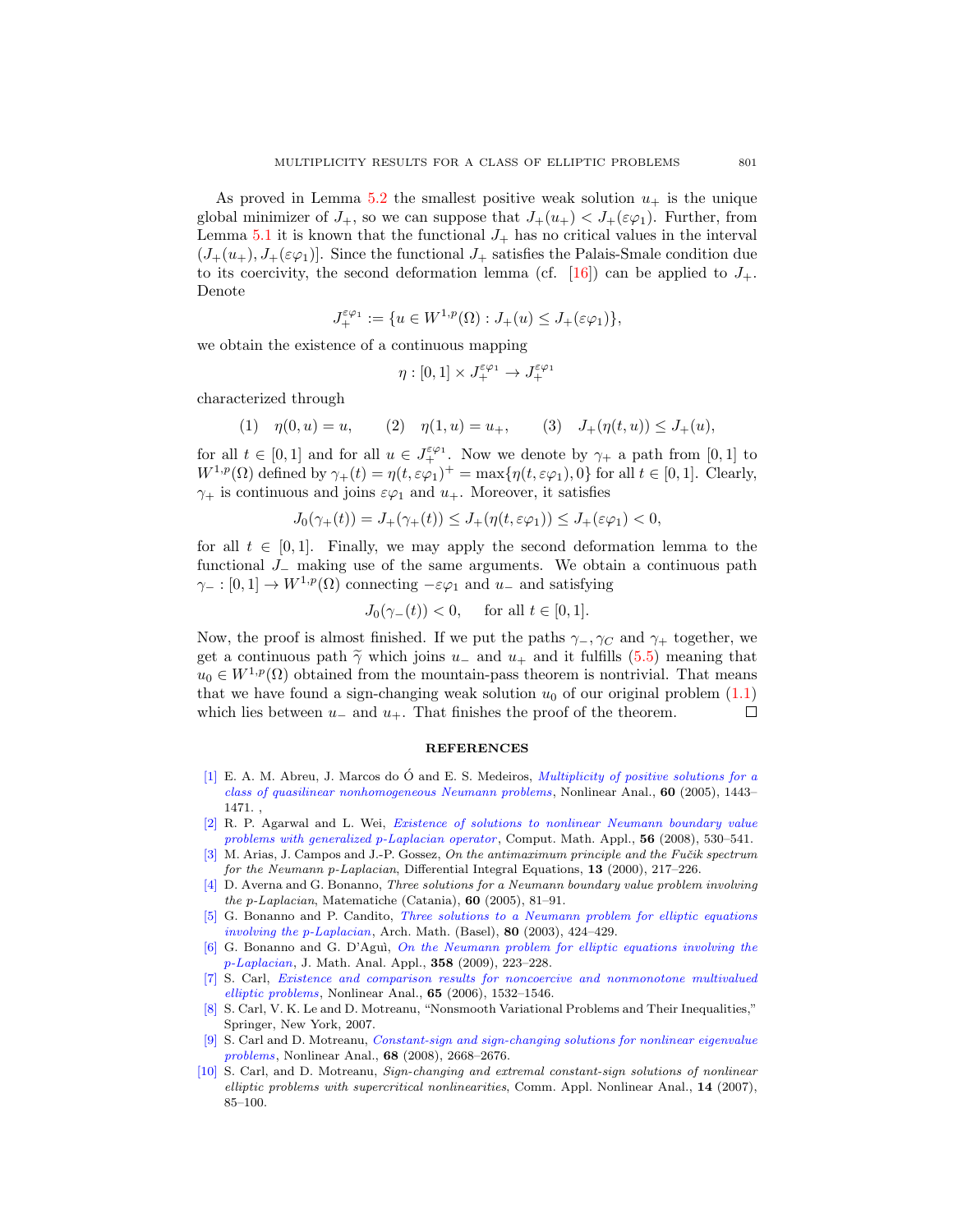As proved in Lemma 5.2 the smallest positive weak solution $u_+$ is the unique global minimizer of $J_+$, so we can suppose that $J_+(u_+) < J_+(\varepsilon\varphi_1)$. Further, from Lemma 5.1 it is known that the functional $J_+$ has no critical values in the interval $(J_+(u_+), J_+(\varepsilon\varphi_1)]$. Since the functional $J_+$ satisfies the Palais-Smale condition due to its coercivity, the second deformation lemma (cf. [16]) can be applied to $J_+$. Denote

$$J_+^{\varepsilon\varphi_1} := \{u \in W^{1,p}(\Omega) : J_+(u) \le J_+(\varepsilon\varphi_1)\},$$

we obtain the existence of a continuous mapping

$$\eta : [0,1] \times J_+^{\varepsilon\varphi_1} \to J_+^{\varepsilon\varphi_1}$$

characterized through

$$(1) \quad \eta(0,u) = u, \qquad (2) \quad \eta(1,u) = u_+, \qquad (3) \quad J_+(\eta(t,u)) \le J_+(u),$$

for all $t \in [0,1]$ and for all $u \in J_+^{\varepsilon\varphi_1}$. Now we denote by $\gamma_+$ a path from $[0,1]$ to $W^{1,p}(\Omega)$ defined by $\gamma_+(t) = \eta(t, \varepsilon\varphi_1)^+ = \max\{\eta(t,\varepsilon\varphi_1), 0\}$ for all $t \in [0,1]$. Clearly, $\gamma_+$ is continuous and joins $\varepsilon\varphi_1$ and $u_+$. Moreover, it satisfies

$$J_0(\gamma_+(t)) = J_+(\gamma_+(t)) \le J_+(\eta(t,\varepsilon\varphi_1)) \le J_+(\varepsilon\varphi_1) < 0,$$

for all $t \in [0,1]$. Finally, we may apply the second deformation lemma to the functional $J_-$ making use of the same arguments. We obtain a continuous path $\gamma_- : [0,1] \to W^{1,p}(\Omega)$ connecting $-\varepsilon\varphi_1$ and $u_-$ and satisfying

$$J_0(\gamma_-(t)) < 0, \quad \text{ for all } t \in [0,1].$$

Now, the proof is almost finished. If we put the paths $\gamma_-, \gamma_C$ and $\gamma_+$ together, we get a continuous path $\widetilde{\gamma}$ which joins $u_-$ and $u_+$ and it fulfills (5.5) meaning that $u_0 \in W^{1,p}(\Omega)$ obtained from the mountain-pass theorem is nontrivial. That means that we have found a sign-changing weak solution $u_0$ of our original problem (1.1) which lies between $u_-$ and $u_+$. That finishes the proof of the theorem. □

## REFERENCES

[1] E. A. M. Abreu, J. Marcos do Ó and E. S. Medeiros, *Multiplicity of positive solutions for a class of quasilinear nonhomogeneous Neumann problems*, Nonlinear Anal., **60** (2005), 1443–1471. ,

[2] R. P. Agarwal and L. Wei, *Existence of solutions to nonlinear Neumann boundary value problems with generalized p-Laplacian operator*, Comput. Math. Appl., **56** (2008), 530–541.

[3] M. Arias, J. Campos and J.-P. Gossez, *On the antimaximum principle and the Fučik spectrum for the Neumann p-Laplacian*, Differential Integral Equations, **13** (2000), 217–226.

[4] D. Averna and G. Bonanno, *Three solutions for a Neumann boundary value problem involving the p-Laplacian*, Matematiche (Catania), **60** (2005), 81–91.

[5] G. Bonanno and P. Candito, *Three solutions to a Neumann problem for elliptic equations involving the p-Laplacian*, Arch. Math. (Basel), **80** (2003), 424–429.

[6] G. Bonanno and G. D'Aguì, *On the Neumann problem for elliptic equations involving the p-Laplacian*, J. Math. Anal. Appl., **358** (2009), 223–228.

[7] S. Carl, *Existence and comparison results for noncoercive and nonmonotone multivalued elliptic problems*, Nonlinear Anal., **65** (2006), 1532–1546.

[8] S. Carl, V. K. Le and D. Motreanu, "Nonsmooth Variational Problems and Their Inequalities," Springer, New York, 2007.

[9] S. Carl and D. Motreanu, *Constant-sign and sign-changing solutions for nonlinear eigenvalue problems*, Nonlinear Anal., **68** (2008), 2668–2676.

[10] S. Carl, and D. Motreanu, *Sign-changing and extremal constant-sign solutions of nonlinear elliptic problems with supercritical nonlinearities*, Comm. Appl. Nonlinear Anal., **14** (2007), 85–100.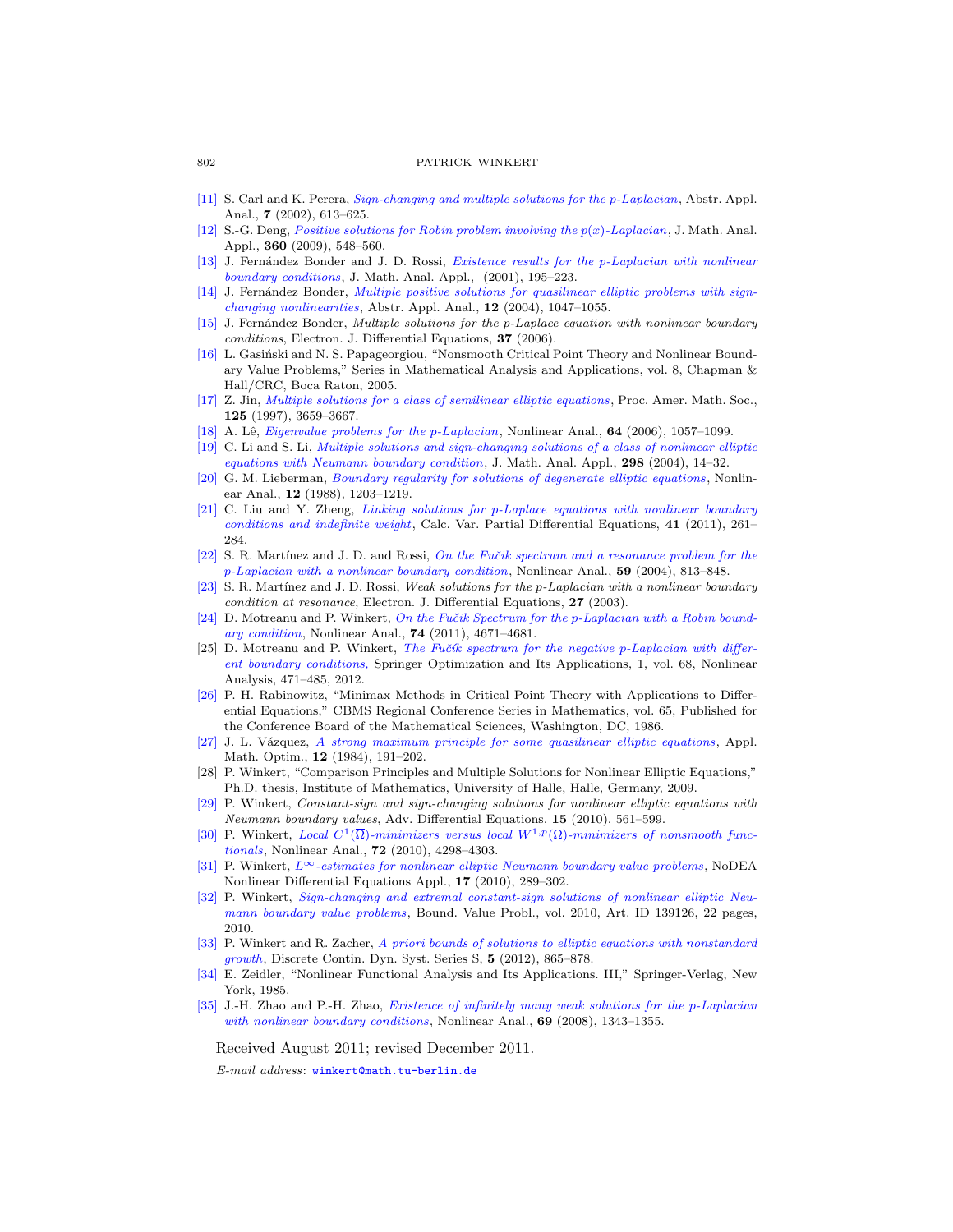[11] S. Carl and K. Perera, *Sign-changing and multiple solutions for the p-Laplacian*, Abstr. Appl. Anal., **7** (2002), 613–625.

[12] S.-G. Deng, *Positive solutions for Robin problem involving the $p(x)$-Laplacian*, J. Math. Anal. Appl., **360** (2009), 548–560.

[13] J. Fernández Bonder and J. D. Rossi, *Existence results for the p-Laplacian with nonlinear boundary conditions*, J. Math. Anal. Appl., (2001), 195–223.

[14] J. Fernández Bonder, *Multiple positive solutions for quasilinear elliptic problems with sign-changing nonlinearities*, Abstr. Appl. Anal., **12** (2004), 1047–1055.

[15] J. Fernández Bonder, *Multiple solutions for the p-Laplace equation with nonlinear boundary conditions*, Electron. J. Differential Equations, **37** (2006).

[16] L. Gasiński and N. S. Papageorgiou, "Nonsmooth Critical Point Theory and Nonlinear Boundary Value Problems," Series in Mathematical Analysis and Applications, vol. 8, Chapman & Hall/CRC, Boca Raton, 2005.

[17] Z. Jin, *Multiple solutions for a class of semilinear elliptic equations*, Proc. Amer. Math. Soc., **125** (1997), 3659–3667.

[18] A. Lê, *Eigenvalue problems for the p-Laplacian*, Nonlinear Anal., **64** (2006), 1057–1099.

[19] C. Li and S. Li, *Multiple solutions and sign-changing solutions of a class of nonlinear elliptic equations with Neumann boundary condition*, J. Math. Anal. Appl., **298** (2004), 14–32.

[20] G. M. Lieberman, *Boundary regularity for solutions of degenerate elliptic equations*, Nonlinear Anal., **12** (1988), 1203–1219.

[21] C. Liu and Y. Zheng, *Linking solutions for p-Laplace equations with nonlinear boundary conditions and indefinite weight*, Calc. Var. Partial Differential Equations, **41** (2011), 261–284.

[22] S. R. Martínez and J. D. and Rossi, *On the Fučik spectrum and a resonance problem for the p-Laplacian with a nonlinear boundary condition*, Nonlinear Anal., **59** (2004), 813–848.

[23] S. R. Martínez and J. D. Rossi, *Weak solutions for the p-Laplacian with a nonlinear boundary condition at resonance*, Electron. J. Differential Equations, **27** (2003).

[24] D. Motreanu and P. Winkert, *On the Fučik Spectrum for the p-Laplacian with a Robin boundary condition*, Nonlinear Anal., **74** (2011), 4671–4681.

[25] D. Motreanu and P. Winkert, *The Fučík spectrum for the negative p-Laplacian with different boundary conditions*, Springer Optimization and Its Applications, 1, vol. 68, Nonlinear Analysis, 471–485, 2012.

[26] P. H. Rabinowitz, "Minimax Methods in Critical Point Theory with Applications to Differential Equations," CBMS Regional Conference Series in Mathematics, vol. 65, Published for the Conference Board of the Mathematical Sciences, Washington, DC, 1986.

[27] J. L. Vázquez, *A strong maximum principle for some quasilinear elliptic equations*, Appl. Math. Optim., **12** (1984), 191–202.

[28] P. Winkert, "Comparison Principles and Multiple Solutions for Nonlinear Elliptic Equations," Ph.D. thesis, Institute of Mathematics, University of Halle, Halle, Germany, 2009.

[29] P. Winkert, *Constant-sign and sign-changing solutions for nonlinear elliptic equations with Neumann boundary values*, Adv. Differential Equations, **15** (2010), 561–599.

[30] P. Winkert, *Local $C^1(\overline{\Omega})$-minimizers versus local $W^{1,p}(\Omega)$-minimizers of nonsmooth functionals*, Nonlinear Anal., **72** (2010), 4298–4303.

[31] P. Winkert, *$L^\infty$-estimates for nonlinear elliptic Neumann boundary value problems*, NoDEA Nonlinear Differential Equations Appl., **17** (2010), 289–302.

[32] P. Winkert, *Sign-changing and extremal constant-sign solutions of nonlinear elliptic Neumann boundary value problems*, Bound. Value Probl., vol. 2010, Art. ID 139126, 22 pages, 2010.

[33] P. Winkert and R. Zacher, *A priori bounds of solutions to elliptic equations with nonstandard growth*, Discrete Contin. Dyn. Syst. Series S, **5** (2012), 865–878.

[34] E. Zeidler, "Nonlinear Functional Analysis and Its Applications. III," Springer-Verlag, New York, 1985.

[35] J.-H. Zhao and P.-H. Zhao, *Existence of infinitely many weak solutions for the p-Laplacian with nonlinear boundary conditions*, Nonlinear Anal., **69** (2008), 1343–1355.

Received August 2011; revised December 2011.

*E-mail address*: winkert@math.tu-berlin.de